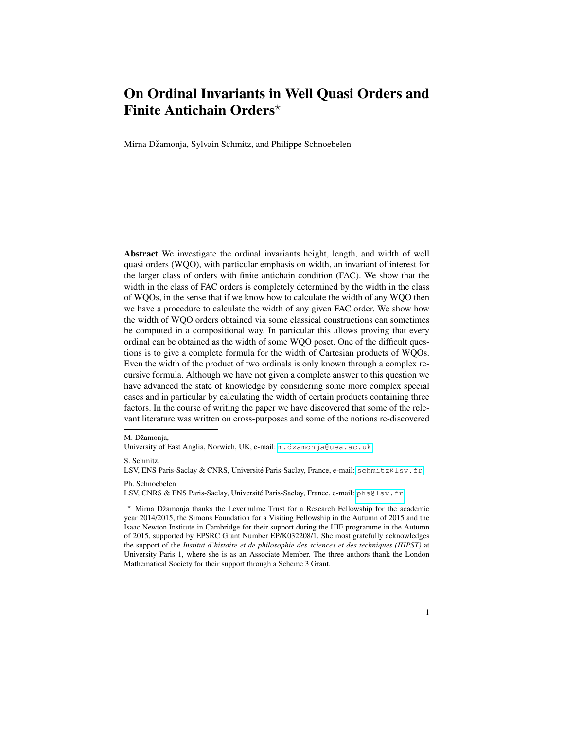# On Ordinal Invariants in Well Quasi Orders and Finite Antichain Orders*

Mirna Džamonja, Sylvain Schmitz, and Philippe Schnoebelen

**Abstract** We investigate the ordinal invariants height, length, and width of well quasi orders (WQO), with particular emphasis on width, an invariant of interest for the larger class of orders with finite antichain condition (FAC). We show that the width in the class of FAC orders is completely determined by the width in the class of WQOs, in the sense that if we know how to calculate the width of any WQO then we have a procedure to calculate the width of any given FAC order. We show how the width of WQO orders obtained via some classical constructions can sometimes be computed in a compositional way. In particular this allows proving that every ordinal can be obtained as the width of some WQO poset. One of the difficult questions is to give a complete formula for the width of Cartesian products of WQOs. Even the width of the product of two ordinals is only known through a complex recursive formula. Although we have not given a complete answer to this question we have advanced the state of knowledge by considering some more complex special cases and in particular by calculating the width of certain products containing three factors. In the course of writing the paper we have discovered that some of the relevant literature was written on cross-purposes and some of the notions re-discovered

---

M. Džamonja,
University of East Anglia, Norwich, UK, e-mail: m.dzamonja@uea.ac.uk

S. Schmitz,
LSV, ENS Paris-Saclay & CNRS, Université Paris-Saclay, France, e-mail: schmitz@lsv.fr

Ph. Schnoebelen
LSV, CNRS & ENS Paris-Saclay, Université Paris-Saclay, France, e-mail: phs@lsv.fr

* Mirna Džamonja thanks the Leverhulme Trust for a Research Fellowship for the academic year 2014/2015, the Simons Foundation for a Visiting Fellowship in the Autumn of 2015 and the Isaac Newton Institute in Cambridge for their support during the HIF programme in the Autumn of 2015, supported by EPSRC Grant Number EP/K032208/1. She most gratefully acknowledges the support of the *Institut d'histoire et de philosophie des sciences et des techniques (IHPST)* at University Paris 1, where she is as an Associate Member. The three authors thank the London Mathematical Society for their support through a Scheme 3 Grant.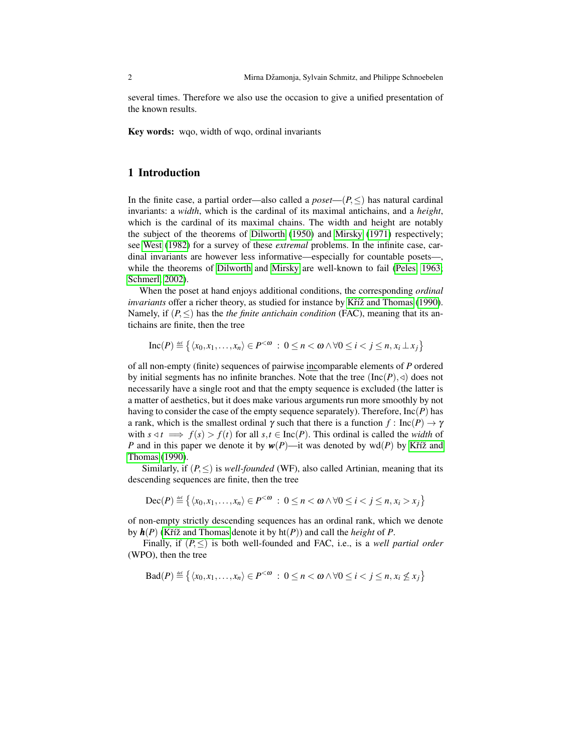several times. Therefore we also use the occasion to give a unified presentation of the known results.

**Key words:** wqo, width of wqo, ordinal invariants

## 1 Introduction

In the finite case, a partial order—also called a *poset*—$(P,\leq)$ has natural cardinal invariants: a *width*, which is the cardinal of its maximal antichains, and a *height*, which is the cardinal of its maximal chains. The width and height are notably the subject of the theorems of Dilworth (1950) and Mirsky (1971) respectively; see West (1982) for a survey of these *extremal* problems. In the infinite case, cardinal invariants are however less informative—especially for countable posets—, while the theorems of Dilworth and Mirsky are well-known to fail (Peles, 1963; Schmerl, 2002).

When the poset at hand enjoys additional conditions, the corresponding *ordinal invariants* offer a richer theory, as studied for instance by Kříž and Thomas (1990). Namely, if $(P,\leq)$ has the *the finite antichain condition* (FAC), meaning that its antichains are finite, then the tree

$$\mathrm{Inc}(P) \stackrel{\text{def}}{\equiv} \left\{ \langle x_0, x_1, \ldots, x_n \rangle \in P^{<\omega} \;:\; 0 \leq n < \omega \wedge \forall 0 \leq i < j \leq n, x_i \perp x_j \right\}$$

of all non-empty (finite) sequences of pairwise incomparable elements of $P$ ordered by initial segments has no infinite branches. Note that the tree $(\mathrm{Inc}(P), \lhd)$ does not necessarily have a single root and that the empty sequence is excluded (the latter is a matter of aesthetics, but it does make various arguments run more smoothly by not having to consider the case of the empty sequence separately). Therefore, $\mathrm{Inc}(P)$ has a rank, which is the smallest ordinal $\gamma$ such that there is a function $f : \mathrm{Inc}(P) \to \gamma$ with $s \lhd t \implies f(s) > f(t)$ for all $s,t \in \mathrm{Inc}(P)$. This ordinal is called the *width* of $P$ and in this paper we denote it by $\boldsymbol{w}(P)$—it was denoted by $\mathrm{wd}(P)$ by Kříž and Thomas (1990).

Similarly, if $(P,\leq)$ is *well-founded* (WF), also called Artinian, meaning that its descending sequences are finite, then the tree

$$\mathrm{Dec}(P) \stackrel{\text{def}}{\equiv} \left\{ \langle x_0, x_1, \ldots, x_n \rangle \in P^{<\omega} \;:\; 0 \leq n < \omega \wedge \forall 0 \leq i < j \leq n, x_i > x_j \right\}$$

of non-empty strictly descending sequences has an ordinal rank, which we denote by $\boldsymbol{h}(P)$ (Kříž and Thomas denote it by $\mathrm{ht}(P)$) and call the *height* of $P$.

Finally, if $(P,\leq)$ is both well-founded and FAC, i.e., is a *well partial order* (WPO), then the tree

$$\mathrm{Bad}(P) \stackrel{\text{def}}{\equiv} \left\{ \langle x_0, x_1, \ldots, x_n \rangle \in P^{<\omega} \;:\; 0 \leq n < \omega \wedge \forall 0 \leq i < j \leq n, x_i \not\leq x_j \right\}$$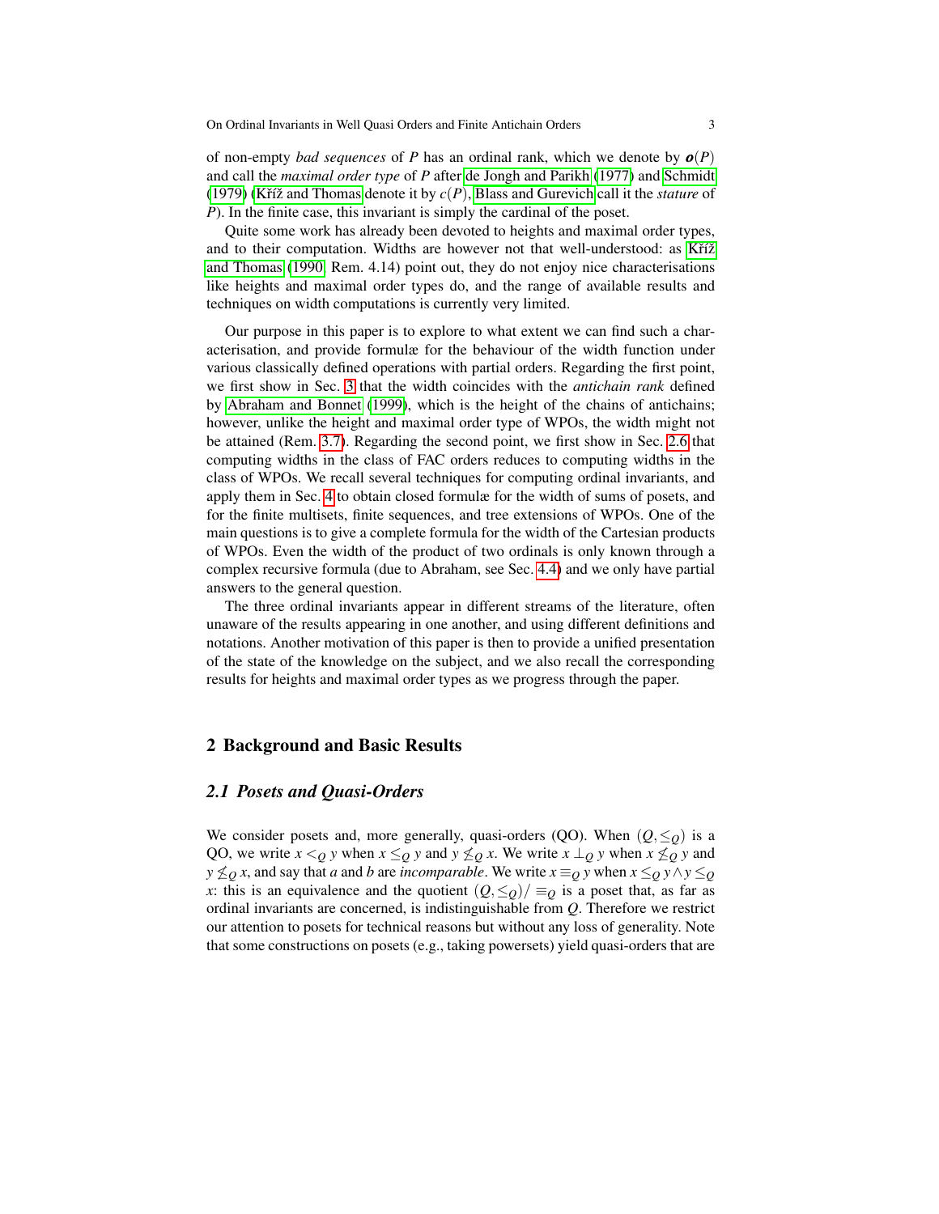of non-empty *bad sequences* of $P$ has an ordinal rank, which we denote by $\boldsymbol{o}(P)$ and call the *maximal order type* of $P$ after de Jongh and Parikh (1977) and Schmidt (1979) (Kříž and Thomas denote it by $c(P)$, Blass and Gurevich call it the *stature* of $P$). In the finite case, this invariant is simply the cardinal of the poset.

Quite some work has already been devoted to heights and maximal order types, and to their computation. Widths are however not that well-understood: as Kříž and Thomas (1990, Rem. 4.14) point out, they do not enjoy nice characterisations like heights and maximal order types do, and the range of available results and techniques on width computations is currently very limited.

Our purpose in this paper is to explore to what extent we can find such a characterisation, and provide formulæ for the behaviour of the width function under various classically defined operations with partial orders. Regarding the first point, we first show in Sec. 3 that the width coincides with the *antichain rank* defined by Abraham and Bonnet (1999), which is the height of the chains of antichains; however, unlike the height and maximal order type of WPOs, the width might not be attained (Rem. 3.7). Regarding the second point, we first show in Sec. 2.6 that computing widths in the class of FAC orders reduces to computing widths in the class of WPOs. We recall several techniques for computing ordinal invariants, and apply them in Sec. 4 to obtain closed formulæ for the width of sums of posets, and for the finite multisets, finite sequences, and tree extensions of WPOs. One of the main questions is to give a complete formula for the width of the Cartesian products of WPOs. Even the width of the product of two ordinals is only known through a complex recursive formula (due to Abraham, see Sec. 4.4) and we only have partial answers to the general question.

The three ordinal invariants appear in different streams of the literature, often unaware of the results appearing in one another, and using different definitions and notations. Another motivation of this paper is then to provide a unified presentation of the state of the knowledge on the subject, and we also recall the corresponding results for heights and maximal order types as we progress through the paper.

## 2 Background and Basic Results

### 2.1 Posets and Quasi-Orders

We consider posets and, more generally, quasi-orders (QO). When $(Q, \leq_Q)$ is a QO, we write $x <_Q y$ when $x \leq_Q y$ and $y \not\leq_Q x$. We write $x \perp_Q y$ when $x \not\leq_Q y$ and $y \not\leq_Q x$, and say that $a$ and $b$ are *incomparable*. We write $x \equiv_Q y$ when $x \leq_Q y \wedge y \leq_Q x$: this is an equivalence and the quotient $(Q, \leq_Q)/\equiv_Q$ is a poset that, as far as ordinal invariants are concerned, is indistinguishable from $Q$. Therefore we restrict our attention to posets for technical reasons but without any loss of generality. Note that some constructions on posets (e.g., taking powersets) yield quasi-orders that are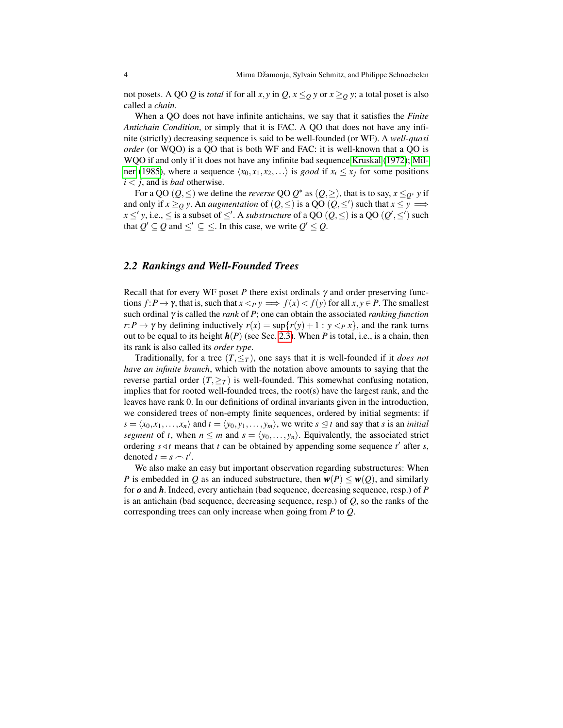not posets. A QO $Q$ is *total* if for all $x, y$ in $Q$, $x \leq_Q y$ or $x \geq_Q y$; a total poset is also called a *chain*.

When a QO does not have infinite antichains, we say that it satisfies the *Finite Antichain Condition*, or simply that it is FAC. A QO that does not have any infinite (strictly) decreasing sequence is said to be well-founded (or WF). A *well-quasi order* (or WQO) is a QO that is both WF and FAC: it is well-known that a QO is WQO if and only if it does not have any infinite bad sequence Kruskal (1972); Milner (1985), where a sequence $\langle x_0, x_1, x_2, \ldots \rangle$ is *good* if $x_i \leq x_j$ for some positions $i < j$, and is *bad* otherwise.

For a QO $(Q, \leq)$ we define the *reverse* QO $Q^*$ as $(Q, \geq)$, that is to say, $x \leq_{Q^*} y$ if and only if $x \geq_Q y$. An *augmentation* of $(Q, \leq)$ is a QO $(Q, \leq')$ such that $x \leq y \implies x \leq' y$, i.e., $\leq$ is a subset of $\leq'$. A *substructure* of a QO $(Q, \leq)$ is a QO $(Q', \leq')$ such that $Q' \subseteq Q$ and $\leq' \subseteq \leq$. In this case, we write $Q' \leq Q$.

## 2.2 Rankings and Well-Founded Trees

Recall that for every WF poset $P$ there exist ordinals $\gamma$ and order preserving functions $f: P \to \gamma$, that is, such that $x <_P y \implies f(x) < f(y)$ for all $x, y \in P$. The smallest such ordinal $\gamma$ is called the *rank* of $P$; one can obtain the associated *ranking function* $r: P \to \gamma$ by defining inductively $r(x) = \sup\{r(y) + 1 : y <_P x\}$, and the rank turns out to be equal to its height $\boldsymbol{h}(P)$ (see Sec. 2.3). When $P$ is total, i.e., is a chain, then its rank is also called its *order type*.

Traditionally, for a tree $(T, \leq_T)$, one says that it is well-founded if it *does not have an infinite branch*, which with the notation above amounts to saying that the reverse partial order $(T, \geq_T)$ is well-founded. This somewhat confusing notation, implies that for rooted well-founded trees, the root(s) have the largest rank, and the leaves have rank 0. In our definitions of ordinal invariants given in the introduction, we considered trees of non-empty finite sequences, ordered by initial segments: if $s = \langle x_0, x_1, \ldots, x_n \rangle$ and $t = \langle y_0, y_1, \ldots, y_m \rangle$, we write $s \trianglelefteq t$ and say that $s$ is an *initial segment* of $t$, when $n \leq m$ and $s = \langle y_0, \ldots, y_n \rangle$. Equivalently, the associated strict ordering $s \triangleleft t$ means that $t$ can be obtained by appending some sequence $t'$ after $s$, denoted $t = s \frown t'$.

We also make an easy but important observation regarding substructures: When $P$ is embedded in $Q$ as an induced substructure, then $\boldsymbol{w}(P) \leq \boldsymbol{w}(Q)$, and similarly for $\boldsymbol{o}$ and $\boldsymbol{h}$. Indeed, every antichain (bad sequence, decreasing sequence, resp.) of $P$ is an antichain (bad sequence, decreasing sequence, resp.) of $Q$, so the ranks of the corresponding trees can only increase when going from $P$ to $Q$.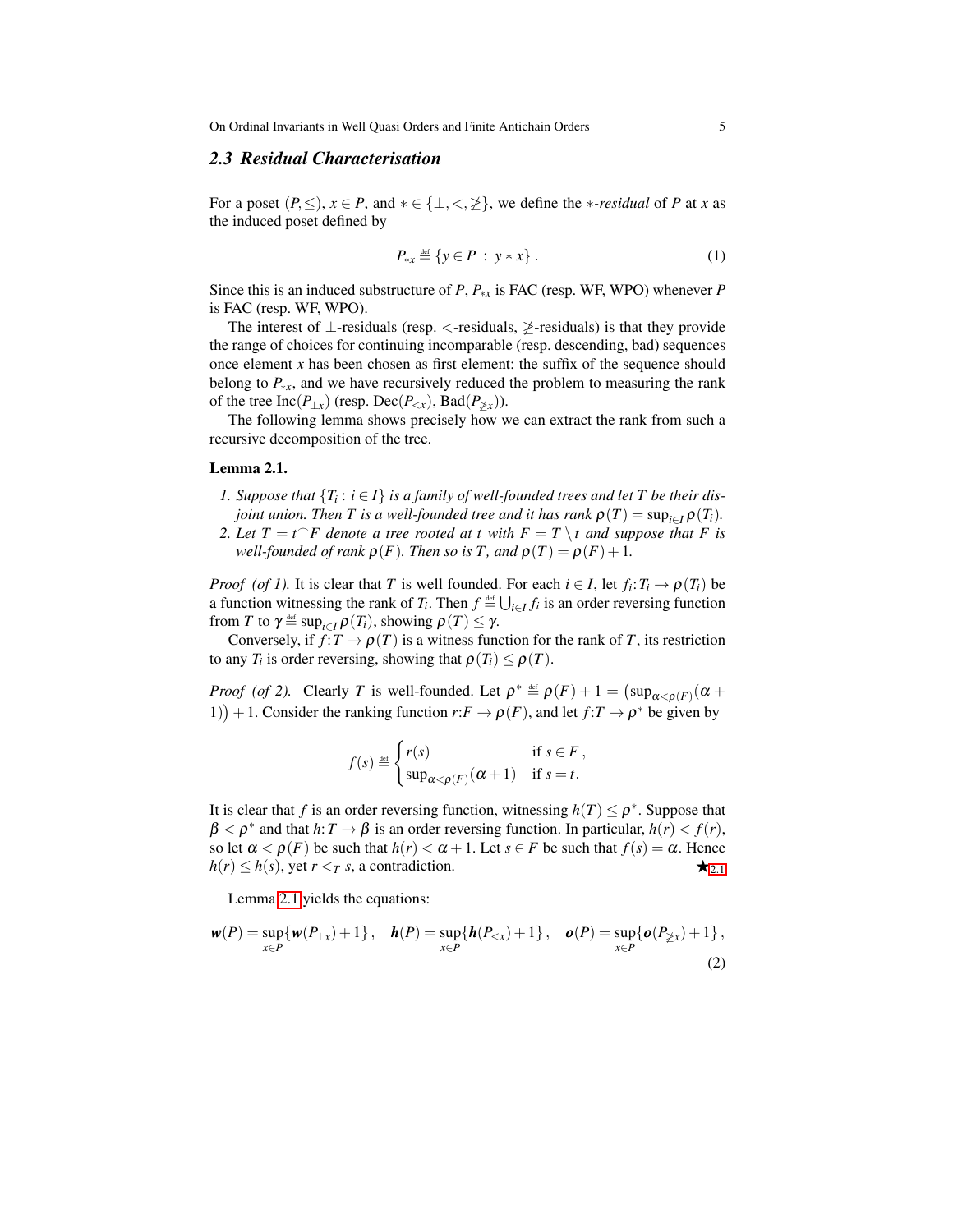### 2.3 Residual Characterisation

For a poset $(P,\leq)$, $x \in P$, and $* \in \{\perp, <, \not\geq\}$, we define the $*$-*residual* of $P$ at $x$ as the induced poset defined by

$$P_{*x} \stackrel{\text{def}}{=} \{y \in P \ : \ y * x\}\ . \tag{1}$$

Since this is an induced substructure of $P$, $P_{*x}$ is FAC (resp. WF, WPO) whenever $P$ is FAC (resp. WF, WPO).

The interest of $\perp$-residuals (resp. $<$-residuals, $\not\geq$-residuals) is that they provide the range of choices for continuing incomparable (resp. descending, bad) sequences once element $x$ has been chosen as first element: the suffix of the sequence should belong to $P_{*x}$, and we have recursively reduced the problem to measuring the rank of the tree $\mathrm{Inc}(P_{\perp x})$ (resp. $\mathrm{Dec}(P_{<x})$, $\mathrm{Bad}(P_{\not\geq x})$).

The following lemma shows precisely how we can extract the rank from such a recursive decomposition of the tree.

**Lemma 2.1.**

1. *Suppose that $\{T_i : i \in I\}$ is a family of well-founded trees and let $T$ be their disjoint union. Then $T$ is a well-founded tree and it has rank $\rho(T) = \sup_{i\in I}\rho(T_i)$.*
2. *Let $T = t^\frown F$ denote a tree rooted at $t$ with $F = T \setminus t$ and suppose that $F$ is well-founded of rank $\rho(F)$. Then so is $T$, and $\rho(T) = \rho(F)+1$.*

*Proof (of 1).* It is clear that $T$ is well founded. For each $i \in I$, let $f_i{:}T_i \to \rho(T_i)$ be a function witnessing the rank of $T_i$. Then $f \stackrel{\text{def}}{=} \bigcup_{i\in I} f_i$ is an order reversing function from $T$ to $\gamma \stackrel{\text{def}}{=} \sup_{i\in I}\rho(T_i)$, showing $\rho(T) \leq \gamma$.

Conversely, if $f{:}T \to \rho(T)$ is a witness function for the rank of $T$, its restriction to any $T_i$ is order reversing, showing that $\rho(T_i) \leq \rho(T)$.

*Proof (of 2).* Clearly $T$ is well-founded. Let $\rho^* \stackrel{\text{def}}{=} \rho(F)+1 = \big(\sup_{\alpha<\rho(F)}(\alpha+1)\big)+1$. Consider the ranking function $r{:}F \to \rho(F)$, and let $f{:}T \to \rho^*$ be given by

$$f(s) \stackrel{\text{def}}{=} \begin{cases} r(s) & \text{if } s \in F\,, \\ \sup_{\alpha<\rho(F)}(\alpha+1) & \text{if } s = t\,. \end{cases}$$

It is clear that $f$ is an order reversing function, witnessing $h(T) \leq \rho^*$. Suppose that $\beta < \rho^*$ and that $h{:}T \to \beta$ is an order reversing function. In particular, $h(r) < f(r)$, so let $\alpha < \rho(F)$ be such that $h(r) < \alpha+1$. Let $s \in F$ be such that $f(s) = \alpha$. Hence $h(r) \leq h(s)$, yet $r <_T s$, a contradiction. ★2.1

Lemma 2.1 yields the equations:

$$\boldsymbol{w}(P) = \sup_{x\in P}\{\boldsymbol{w}(P_{\perp x})+1\}\,, \quad \boldsymbol{h}(P) = \sup_{x\in P}\{\boldsymbol{h}(P_{<x})+1\}\,, \quad \boldsymbol{o}(P) = \sup_{x\in P}\{\boldsymbol{o}(P_{\not\geq x})+1\}\,, \tag{2}$$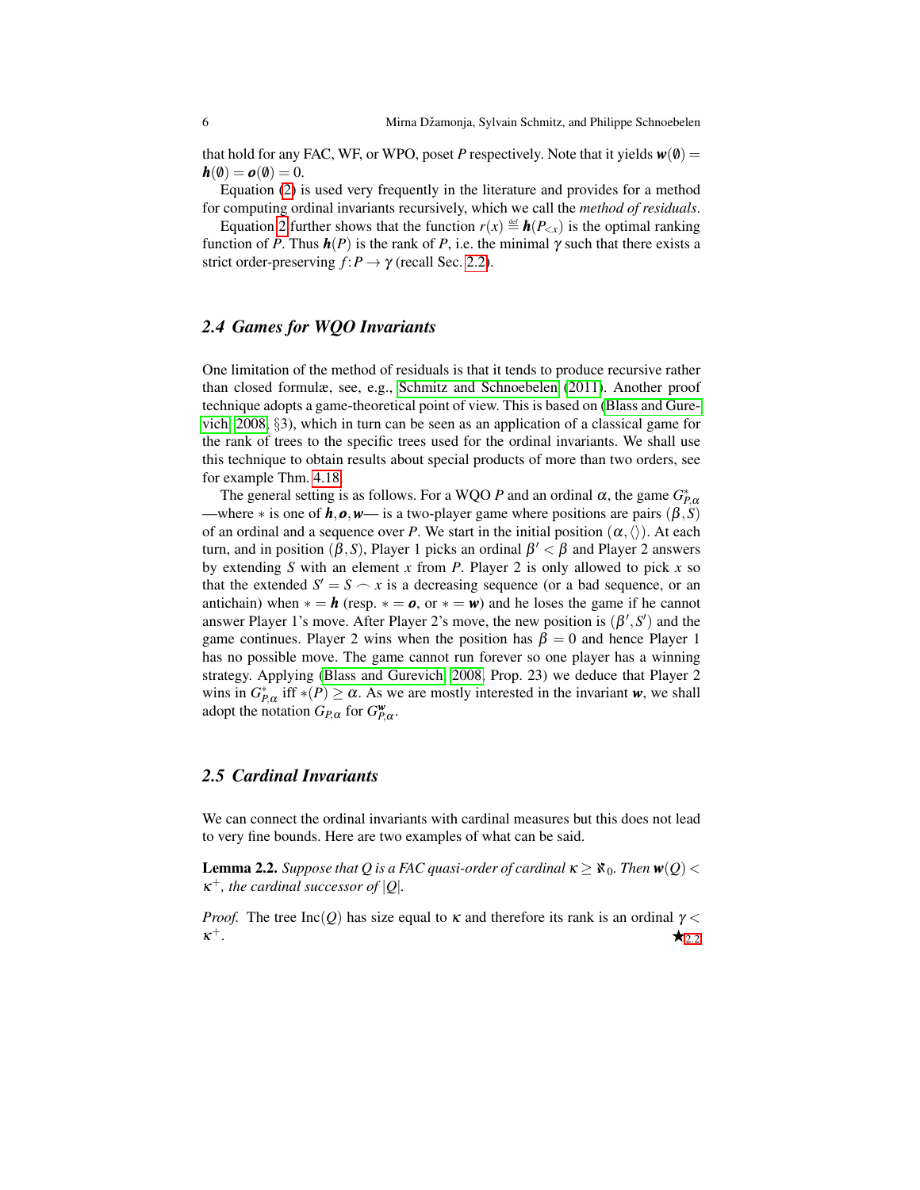that hold for any FAC, WF, or WPO, poset $P$ respectively. Note that it yields $\boldsymbol{w}(\emptyset) = \boldsymbol{h}(\emptyset) = \boldsymbol{o}(\emptyset) = 0$.

Equation (2) is used very frequently in the literature and provides for a method for computing ordinal invariants recursively, which we call the *method of residuals*.

Equation 2 further shows that the function $r(x) \stackrel{\text{def}}{=} \boldsymbol{h}(P_{<x})$ is the optimal ranking function of $P$. Thus $\boldsymbol{h}(P)$ is the rank of $P$, i.e. the minimal $\gamma$ such that there exists a strict order-preserving $f\colon P \to \gamma$ (recall Sec. 2.2).

## 2.4 Games for WQO Invariants

One limitation of the method of residuals is that it tends to produce recursive rather than closed formulæ, see, e.g., Schmitz and Schnoebelen (2011). Another proof technique adopts a game-theoretical point of view. This is based on (Blass and Gurevich 2008, §3), which in turn can be seen as an application of a classical game for the rank of trees to the specific trees used for the ordinal invariants. We shall use this technique to obtain results about special products of more than two orders, see for example Thm. 4.18.

The general setting is as follows. For a WQO $P$ and an ordinal $\alpha$, the game $G^*_{P,\alpha}$ —where $*$ is one of $\boldsymbol{h}, \boldsymbol{o}, \boldsymbol{w}$— is a two-player game where positions are pairs $(\beta, S)$ of an ordinal and a sequence over $P$. We start in the initial position $(\alpha, \langle\rangle)$. At each turn, and in position $(\beta, S)$, Player 1 picks an ordinal $\beta' < \beta$ and Player 2 answers by extending $S$ with an element $x$ from $P$. Player 2 is only allowed to pick $x$ so that the extended $S' = S \frown x$ is a decreasing sequence (or a bad sequence, or an antichain) when $* = \boldsymbol{h}$ (resp. $* = \boldsymbol{o}$, or $* = \boldsymbol{w}$) and he loses the game if he cannot answer Player 1's move. After Player 2's move, the new position is $(\beta', S')$ and the game continues. Player 2 wins when the position has $\beta = 0$ and hence Player 1 has no possible move. The game cannot run forever so one player has a winning strategy. Applying (Blass and Gurevich 2008, Prop. 23) we deduce that Player 2 wins in $G^*_{P,\alpha}$ iff $*(P) \geq \alpha$. As we are mostly interested in the invariant $\boldsymbol{w}$, we shall adopt the notation $G_{P,\alpha}$ for $G^{\boldsymbol{w}}_{P,\alpha}$.

## 2.5 Cardinal Invariants

We can connect the ordinal invariants with cardinal measures but this does not lead to very fine bounds. Here are two examples of what can be said.

**Lemma 2.2.** *Suppose that $Q$ is a FAC quasi-order of cardinal $\kappa \geq \aleph_0$. Then $\boldsymbol{w}(Q) < \kappa^+$, the cardinal successor of $|Q|$.*

*Proof.* The tree $\mathrm{Inc}(Q)$ has size equal to $\kappa$ and therefore its rank is an ordinal $\gamma < \kappa^+$. ★2.2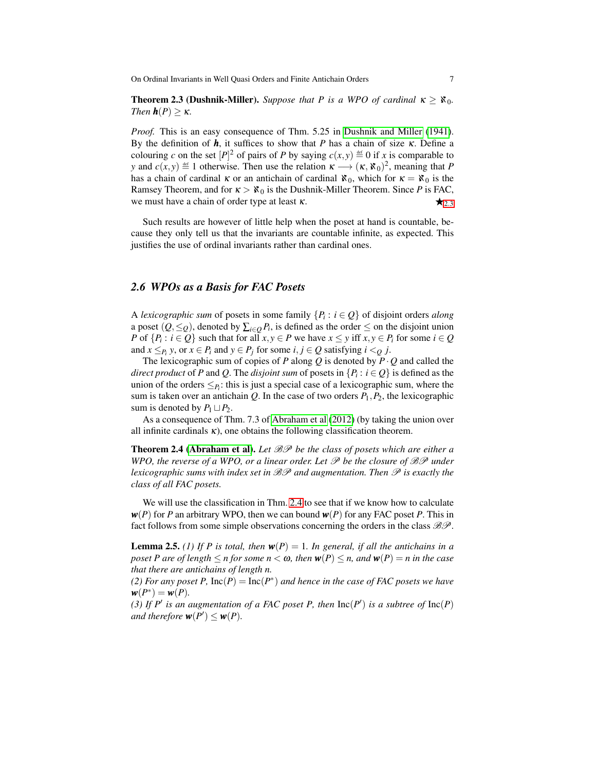**Theorem 2.3 (Dushnik-Miller).** *Suppose that $P$ is a WPO of cardinal $\kappa \geq \aleph_0$. Then $\boldsymbol{h}(P) \geq \kappa$.*

*Proof.* This is an easy consequence of Thm. 5.25 in Dushnik and Miller (1941). By the definition of $\boldsymbol{h}$, it suffices to show that $P$ has a chain of size $\kappa$. Define a colouring $c$ on the set $[P]^2$ of pairs of $P$ by saying $c(x,y) \stackrel{\text{def}}{=} 0$ if $x$ is comparable to $y$ and $c(x,y) \stackrel{\text{def}}{=} 1$ otherwise. Then use the relation $\kappa \longrightarrow (\kappa, \aleph_0)^2$, meaning that $P$ has a chain of cardinal $\kappa$ or an antichain of cardinal $\aleph_0$, which for $\kappa = \aleph_0$ is the Ramsey Theorem, and for $\kappa > \aleph_0$ is the Dushnik-Miller Theorem. Since $P$ is FAC, we must have a chain of order type at least $\kappa$. ★2.3

Such results are however of little help when the poset at hand is countable, because they only tell us that the invariants are countable infinite, as expected. This justifies the use of ordinal invariants rather than cardinal ones.

## 2.6 WPOs as a Basis for FAC Posets

A *lexicographic sum* of posets in some family $\{P_i : i \in Q\}$ of disjoint orders *along* a poset $(Q, \leq_Q)$, denoted by $\sum_{i \in Q} P_i$, is defined as the order $\leq$ on the disjoint union $P$ of $\{P_i : i \in Q\}$ such that for all $x, y \in P$ we have $x \leq y$ iff $x, y \in P_i$ for some $i \in Q$ and $x \leq_{P_i} y$, or $x \in P_i$ and $y \in P_j$ for some $i, j \in Q$ satisfying $i <_Q j$.

The lexicographic sum of copies of $P$ along $Q$ is denoted by $P \cdot Q$ and called the *direct product* of $P$ and $Q$. The *disjoint sum* of posets in $\{P_i : i \in Q\}$ is defined as the union of the orders $\leq_{P_i}$: this is just a special case of a lexicographic sum, where the sum is taken over an antichain $Q$. In the case of two orders $P_1, P_2$, the lexicographic sum is denoted by $P_1 \sqcup P_2$.

As a consequence of Thm. 7.3 of Abraham et al (2012) (by taking the union over all infinite cardinals $\kappa$), one obtains the following classification theorem.

**Theorem 2.4 (Abraham et al).** *Let $\mathscr{BP}$ be the class of posets which are either a WPO, the reverse of a WPO, or a linear order. Let $\mathscr{P}$ be the closure of $\mathscr{BP}$ under lexicographic sums with index set in $\mathscr{BP}$ and augmentation. Then $\mathscr{P}$ is exactly the class of all FAC posets.*

We will use the classification in Thm. 2.4 to see that if we know how to calculate $\boldsymbol{w}(P)$ for $P$ an arbitrary WPO, then we can bound $\boldsymbol{w}(P)$ for any FAC poset $P$. This in fact follows from some simple observations concerning the orders in the class $\mathscr{BP}$.

**Lemma 2.5.** *(1) If $P$ is total, then $\boldsymbol{w}(P) = 1$. In general, if all the antichains in a poset $P$ are of length $\leq n$ for some $n < \omega$, then $\boldsymbol{w}(P) \leq n$, and $\boldsymbol{w}(P) = n$ in the case that there are antichains of length $n$.*
*(2) For any poset $P$, $\mathrm{Inc}(P) = \mathrm{Inc}(P^*)$ and hence in the case of FAC posets we have $\boldsymbol{w}(P^*) = \boldsymbol{w}(P)$.*
*(3) If $P'$ is an augmentation of a FAC poset $P$, then $\mathrm{Inc}(P')$ is a subtree of $\mathrm{Inc}(P)$ and therefore $\boldsymbol{w}(P') \leq \boldsymbol{w}(P)$.*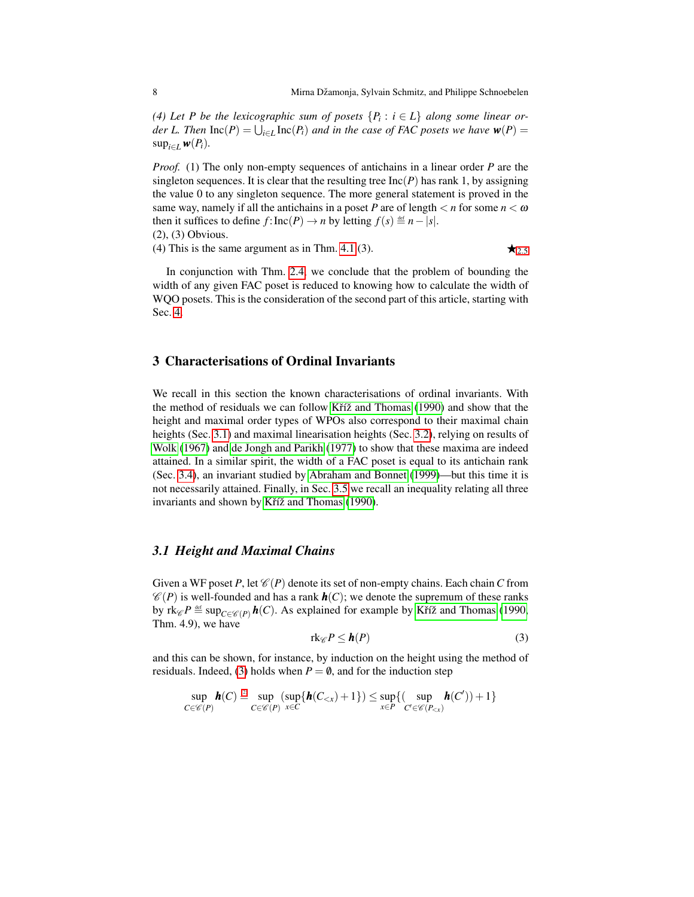*(4) Let $P$ be the lexicographic sum of posets $\{P_i : i \in L\}$ along some linear order $L$. Then $\mathrm{Inc}(P) = \bigcup_{i \in L} \mathrm{Inc}(P_i)$ and in the case of FAC posets we have $\boldsymbol{w}(P) = \sup_{i \in L} \boldsymbol{w}(P_i)$.*

*Proof.* (1) The only non-empty sequences of antichains in a linear order $P$ are the singleton sequences. It is clear that the resulting tree $\mathrm{Inc}(P)$ has rank 1, by assigning the value 0 to any singleton sequence. The more general statement is proved in the same way, namely if all the antichains in a poset $P$ are of length $< n$ for some $n < \omega$ then it suffices to define $f\colon \mathrm{Inc}(P) \to n$ by letting $f(s) \stackrel{\text{def}}{=} n - |s|$.
(2), (3) Obvious.
(4) This is the same argument as in Thm. 4.1(3). ★2.5

In conjunction with Thm. 2.4, we conclude that the problem of bounding the width of any given FAC poset is reduced to knowing how to calculate the width of WQO posets. This is the consideration of the second part of this article, starting with Sec. 4.

## 3 Characterisations of Ordinal Invariants

We recall in this section the known characterisations of ordinal invariants. With the method of residuals we can follow Kříž and Thomas (1990) and show that the height and maximal order types of WPOs also correspond to their maximal chain heights (Sec. 3.1) and maximal linearisation heights (Sec. 3.2), relying on results of Wolk (1967) and de Jongh and Parikh (1977) to show that these maxima are indeed attained. In a similar spirit, the width of a FAC poset is equal to its antichain rank (Sec. 3.4), an invariant studied by Abraham and Bonnet (1999)—but this time it is not necessarily attained. Finally, in Sec. 3.5 we recall an inequality relating all three invariants and shown by Kříž and Thomas (1990).

### 3.1 Height and Maximal Chains

Given a WF poset $P$, let $\mathscr{C}(P)$ denote its set of non-empty chains. Each chain $C$ from $\mathscr{C}(P)$ is well-founded and has a rank $\boldsymbol{h}(C)$; we denote the supremum of these ranks by $\mathrm{rk}_{\mathscr{C}} P \stackrel{\text{def}}{=} \sup_{C \in \mathscr{C}(P)} \boldsymbol{h}(C)$. As explained for example by Kříž and Thomas (1990, Thm. 4.9), we have

$$\mathrm{rk}_{\mathscr{C}} P \leq \boldsymbol{h}(P) \tag{3}$$

and this can be shown, for instance, by induction on the height using the method of residuals. Indeed, (3) holds when $P = \emptyset$, and for the induction step

$$\sup_{C \in \mathscr{C}(P)} \boldsymbol{h}(C) \stackrel{(2)}{=} \sup_{C \in \mathscr{C}(P)} \big(\sup_{x \in C} \{\boldsymbol{h}(C_{<x}) + 1\}\big) \leq \sup_{x \in P} \{\big(\sup_{C' \in \mathscr{C}(P_{<x})} \boldsymbol{h}(C')\big) + 1\}$$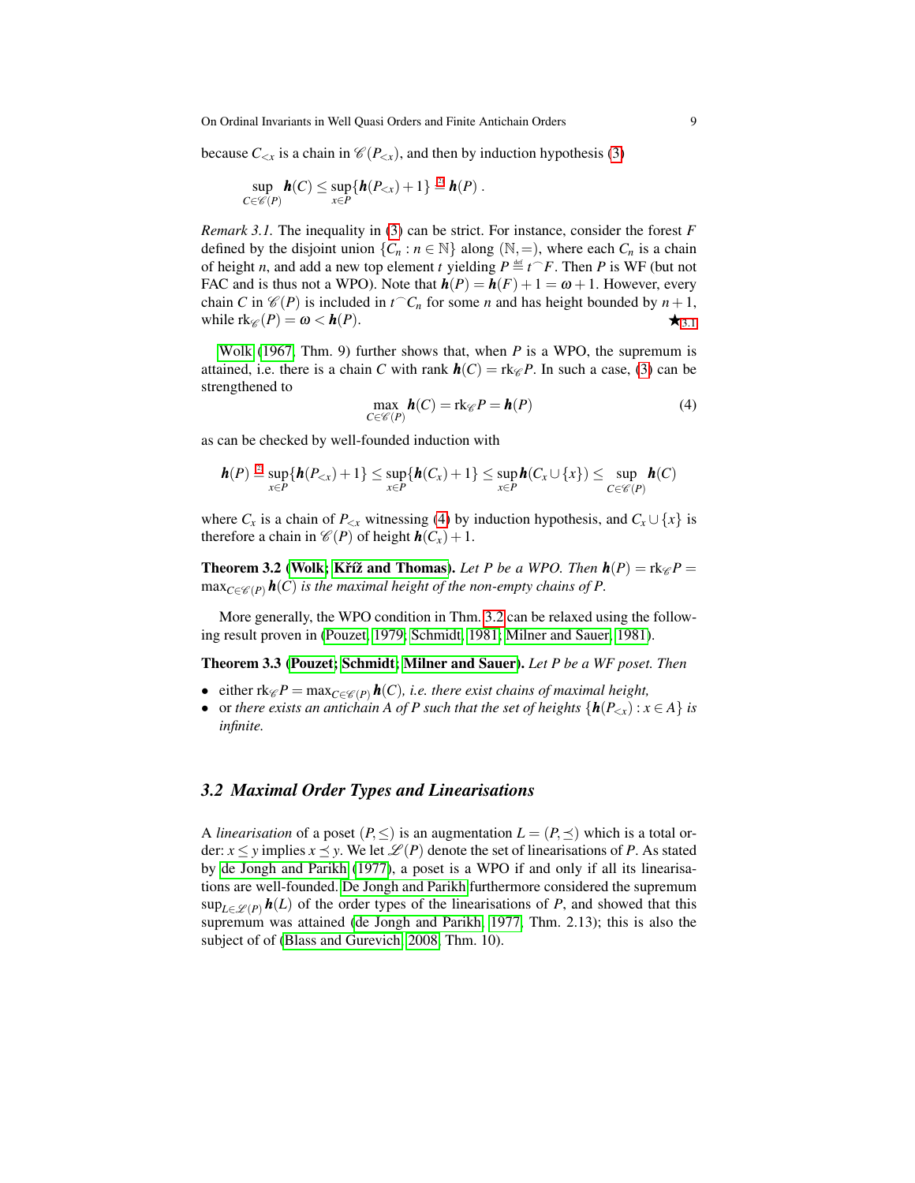because $C_{<x}$ is a chain in $\mathscr{C}(P_{<x})$, and then by induction hypothesis (3)

$$\sup_{C\in\mathscr{C}(P)} \boldsymbol{h}(C) \leq \sup_{x\in P}\{\boldsymbol{h}(P_{<x})+1\} \stackrel{2}{=} \boldsymbol{h}(P)\;.$$

*Remark 3.1.* The inequality in (3) can be strict. For instance, consider the forest $F$ defined by the disjoint union $\{C_n : n \in \mathbb{N}\}$ along $(\mathbb{N},=)$, where each $C_n$ is a chain of height $n$, and add a new top element $t$ yielding $P \stackrel{\text{def}}{=} t^\frown F$. Then $P$ is WF (but not FAC and is thus not a WPO). Note that $\boldsymbol{h}(P) = \boldsymbol{h}(F)+1 = \omega+1$. However, every chain $C$ in $\mathscr{C}(P)$ is included in $t^\frown C_n$ for some $n$ and has height bounded by $n+1$, while $\mathrm{rk}_{\mathscr{C}}(P) = \omega < \boldsymbol{h}(P)$. ★3.1

Wolk (1967, Thm. 9) further shows that, when $P$ is a WPO, the supremum is attained, i.e. there is a chain $C$ with rank $\boldsymbol{h}(C) = \mathrm{rk}_{\mathscr{C}}P$. In such a case, (3) can be strengthened to

$$\max_{C\in\mathscr{C}(P)} \boldsymbol{h}(C) = \mathrm{rk}_{\mathscr{C}}P = \boldsymbol{h}(P) \tag{4}$$

as can be checked by well-founded induction with

$$\boldsymbol{h}(P) \stackrel{2}{=} \sup_{x\in P}\{\boldsymbol{h}(P_{<x})+1\} \leq \sup_{x\in P}\{\boldsymbol{h}(C_x)+1\} \leq \sup_{x\in P} \boldsymbol{h}(C_x\cup\{x\}) \leq \sup_{C\in\mathscr{C}(P)} \boldsymbol{h}(C)$$

where $C_x$ is a chain of $P_{<x}$ witnessing (4) by induction hypothesis, and $C_x\cup\{x\}$ is therefore a chain in $\mathscr{C}(P)$ of height $\boldsymbol{h}(C_x)+1$.

**Theorem 3.2 (Wolk; Kříž and Thomas).** *Let $P$ be a WPO. Then $\boldsymbol{h}(P) = \mathrm{rk}_{\mathscr{C}}P = \max_{C\in\mathscr{C}(P)}\boldsymbol{h}(C)$ is the maximal height of the non-empty chains of $P$.*

More generally, the WPO condition in Thm. 3.2 can be relaxed using the following result proven in (Pouzet, 1979; Schmidt, 1981; Milner and Sauer, 1981).

**Theorem 3.3 (Pouzet; Schmidt; Milner and Sauer).** *Let $P$ be a WF poset. Then*

- either $\mathrm{rk}_{\mathscr{C}}P = \max_{C\in\mathscr{C}(P)}\boldsymbol{h}(C)$*, i.e. there exist chains of maximal height,*
- or *there exists an antichain $A$ of $P$ such that the set of heights $\{\boldsymbol{h}(P_{<x}) : x\in A\}$ is infinite.*

### *3.2 Maximal Order Types and Linearisations*

A *linearisation* of a poset $(P,\leq)$ is an augmentation $L = (P,\preceq)$ which is a total order: $x\leq y$ implies $x\preceq y$. We let $\mathscr{L}(P)$ denote the set of linearisations of $P$. As stated by de Jongh and Parikh (1977), a poset is a WPO if and only if all its linearisations are well-founded. De Jongh and Parikh furthermore considered the supremum $\sup_{L\in\mathscr{L}(P)}\boldsymbol{h}(L)$ of the order types of the linearisations of $P$, and showed that this supremum was attained (de Jongh and Parikh, 1977, Thm. 2.13); this is also the subject of of (Blass and Gurevich, 2008, Thm. 10).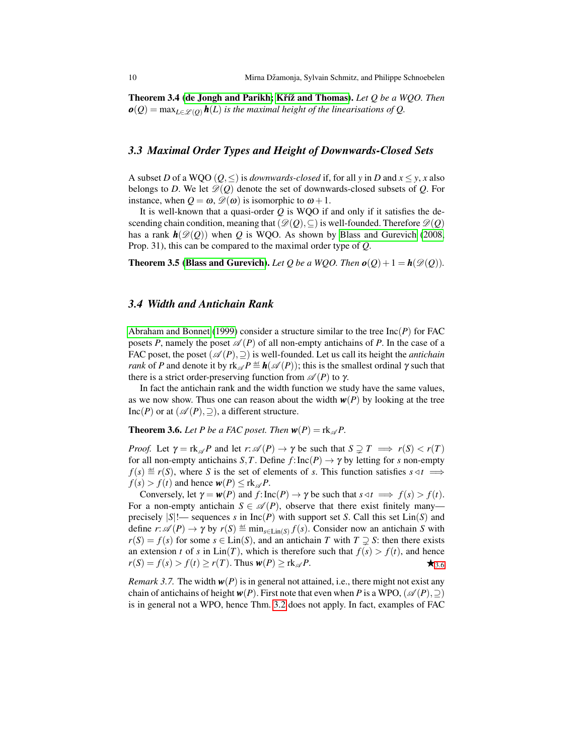**Theorem 3.4 (de Jongh and Parikh; Kříž and Thomas).** *Let $Q$ be a WQO. Then $\boldsymbol{o}(Q) = \max_{L \in \mathscr{L}(Q)} \boldsymbol{h}(L)$ is the maximal height of the linearisations of $Q$.*

### 3.3 Maximal Order Types and Height of Downwards-Closed Sets

A subset $D$ of a WQO $(Q, \leq)$ is *downwards-closed* if, for all $y$ in $D$ and $x \leq y$, $x$ also belongs to $D$. We let $\mathscr{D}(Q)$ denote the set of downwards-closed subsets of $Q$. For instance, when $Q = \omega$, $\mathscr{D}(\omega)$ is isomorphic to $\omega + 1$.

It is well-known that a quasi-order $Q$ is WQO if and only if it satisfies the descending chain condition, meaning that $(\mathscr{D}(Q), \subseteq)$ is well-founded. Therefore $\mathscr{D}(Q)$ has a rank $\boldsymbol{h}(\mathscr{D}(Q))$ when $Q$ is WQO. As shown by Blass and Gurevich (2008, Prop. 31), this can be compared to the maximal order type of $Q$.

**Theorem 3.5 (Blass and Gurevich).** *Let $Q$ be a WQO. Then $\boldsymbol{o}(Q) + 1 = \boldsymbol{h}(\mathscr{D}(Q))$.*

### 3.4 Width and Antichain Rank

Abraham and Bonnet (1999) consider a structure similar to the tree $\mathrm{Inc}(P)$ for FAC posets $P$, namely the poset $\mathscr{A}(P)$ of all non-empty antichains of $P$. In the case of a FAC poset, the poset $(\mathscr{A}(P), \supseteq)$ is well-founded. Let us call its height the *antichain rank* of $P$ and denote it by $\mathrm{rk}_{\mathscr{A}} P \stackrel{\text{def}}{=} \boldsymbol{h}(\mathscr{A}(P))$; this is the smallest ordinal $\gamma$ such that there is a strict order-preserving function from $\mathscr{A}(P)$ to $\gamma$.

In fact the antichain rank and the width function we study have the same values, as we now show. Thus one can reason about the width $\boldsymbol{w}(P)$ by looking at the tree $\mathrm{Inc}(P)$ or at $(\mathscr{A}(P), \supseteq)$, a different structure.

**Theorem 3.6.** *Let $P$ be a FAC poset. Then $\boldsymbol{w}(P) = \mathrm{rk}_{\mathscr{A}} P$.*

*Proof.* Let $\gamma = \mathrm{rk}_{\mathscr{A}} P$ and let $r\colon \mathscr{A}(P) \to \gamma$ be such that $S \supsetneq T \implies r(S) < r(T)$ for all non-empty antichains $S, T$. Define $f\colon \mathrm{Inc}(P) \to \gamma$ by letting for $s$ non-empty $f(s) \stackrel{\text{def}}{=} r(S)$, where $S$ is the set of elements of $s$. This function satisfies $s \lhd t \implies f(s) > f(t)$ and hence $\boldsymbol{w}(P) \leq \mathrm{rk}_{\mathscr{A}} P$.

Conversely, let $\gamma = \boldsymbol{w}(P)$ and $f\colon \mathrm{Inc}(P) \to \gamma$ be such that $s \lhd t \implies f(s) > f(t)$. For a non-empty antichain $S \in \mathscr{A}(P)$, observe that there exist finitely many—precisely $|S|!$— sequences $s$ in $\mathrm{Inc}(P)$ with support set $S$. Call this set $\mathrm{Lin}(S)$ and define $r\colon \mathscr{A}(P) \to \gamma$ by $r(S) \stackrel{\text{def}}{=} \min_{s \in \mathrm{Lin}(S)} f(s)$. Consider now an antichain $S$ with $r(S) = f(s)$ for some $s \in \mathrm{Lin}(S)$, and an antichain $T$ with $T \supsetneq S$: then there exists an extension $t$ of $s$ in $\mathrm{Lin}(T)$, which is therefore such that $f(s) > f(t)$, and hence $r(S) = f(s) > f(t) \geq r(T)$. Thus $\boldsymbol{w}(P) \geq \mathrm{rk}_{\mathscr{A}} P$. ★3.6

*Remark 3.7.* The width $\boldsymbol{w}(P)$ is in general not attained, i.e., there might not exist any chain of antichains of height $\boldsymbol{w}(P)$. First note that even when $P$ is a WPO, $(\mathscr{A}(P), \supseteq)$ is in general not a WPO, hence Thm. 3.2 does not apply. In fact, examples of FAC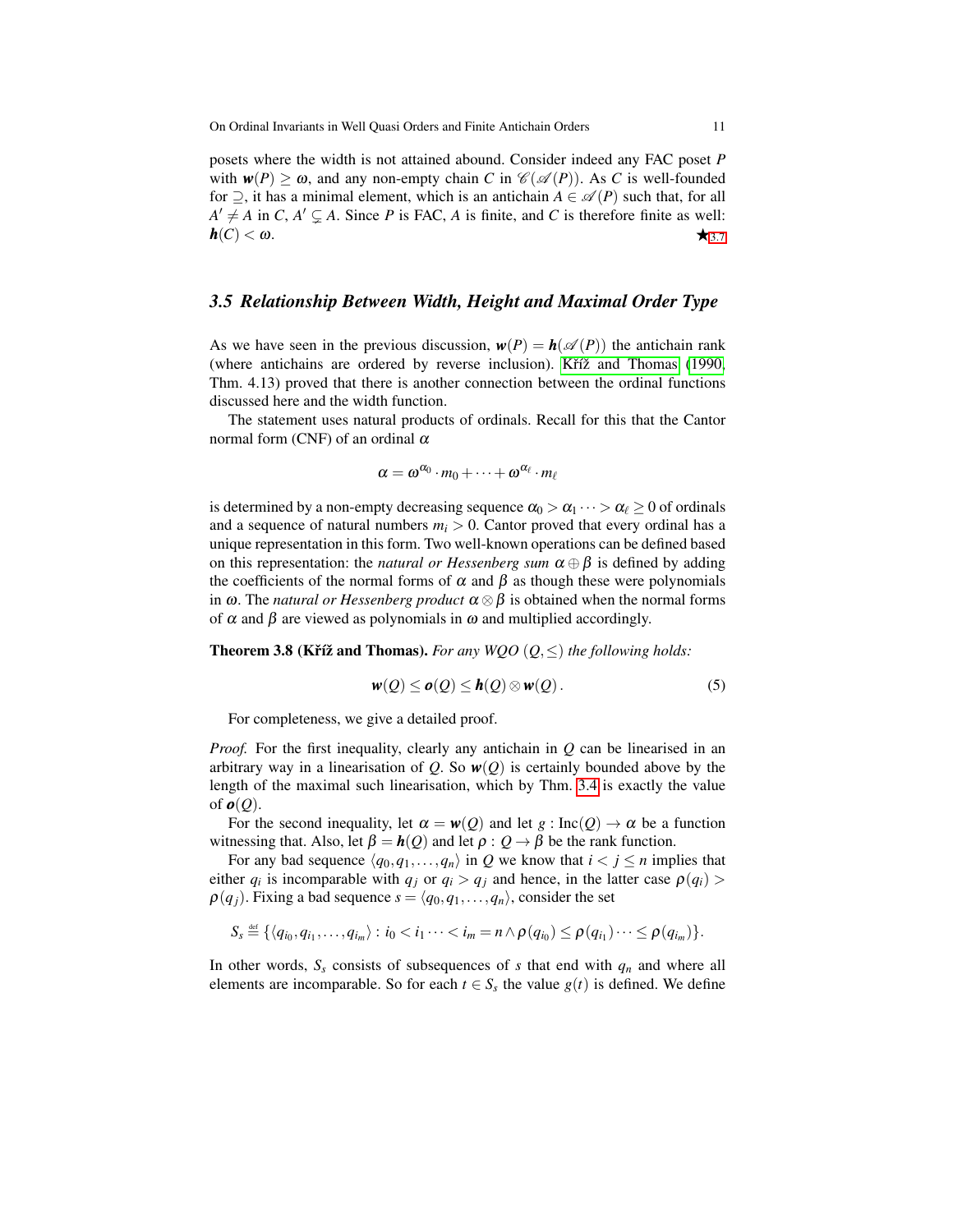posets where the width is not attained abound. Consider indeed any FAC poset $P$ with $\boldsymbol{w}(P) \geq \omega$, and any non-empty chain $C$ in $\mathscr{C}(\mathscr{A}(P))$. As $C$ is well-founded for $\supseteq$, it has a minimal element, which is an antichain $A \in \mathscr{A}(P)$ such that, for all $A' \neq A$ in $C$, $A' \subsetneq A$. Since $P$ is FAC, $A$ is finite, and $C$ is therefore finite as well: $\boldsymbol{h}(C) < \omega$. ★3.7

### 3.5 Relationship Between Width, Height and Maximal Order Type

As we have seen in the previous discussion, $\boldsymbol{w}(P) = \boldsymbol{h}(\mathscr{A}(P))$ the antichain rank (where antichains are ordered by reverse inclusion). Kříž and Thomas (1990, Thm. 4.13) proved that there is another connection between the ordinal functions discussed here and the width function.

The statement uses natural products of ordinals. Recall for this that the Cantor normal form (CNF) of an ordinal $\alpha$

$$\alpha = \omega^{\alpha_0} \cdot m_0 + \cdots + \omega^{\alpha_\ell} \cdot m_\ell$$

is determined by a non-empty decreasing sequence $\alpha_0 > \alpha_1 \cdots > \alpha_\ell \geq 0$ of ordinals and a sequence of natural numbers $m_i > 0$. Cantor proved that every ordinal has a unique representation in this form. Two well-known operations can be defined based on this representation: the *natural or Hessenberg sum* $\alpha \oplus \beta$ is defined by adding the coefficients of the normal forms of $\alpha$ and $\beta$ as though these were polynomials in $\omega$. The *natural or Hessenberg product* $\alpha \otimes \beta$ is obtained when the normal forms of $\alpha$ and $\beta$ are viewed as polynomials in $\omega$ and multiplied accordingly.

**Theorem 3.8 (Kříž and Thomas).** *For any WQO $(Q, \leq)$ the following holds:*

$$\boldsymbol{w}(Q) \leq \boldsymbol{o}(Q) \leq \boldsymbol{h}(Q) \otimes \boldsymbol{w}(Q)\,. \tag{5}$$

For completeness, we give a detailed proof.

*Proof.* For the first inequality, clearly any antichain in $Q$ can be linearised in an arbitrary way in a linearisation of $Q$. So $\boldsymbol{w}(Q)$ is certainly bounded above by the length of the maximal such linearisation, which by Thm. 3.4 is exactly the value of $\boldsymbol{o}(Q)$.

For the second inequality, let $\alpha = \boldsymbol{w}(Q)$ and let $g : \mathrm{Inc}(Q) \to \alpha$ be a function witnessing that. Also, let $\beta = \boldsymbol{h}(Q)$ and let $\rho : Q \to \beta$ be the rank function.

For any bad sequence $\langle q_0, q_1, \ldots, q_n \rangle$ in $Q$ we know that $i < j \leq n$ implies that either $q_i$ is incomparable with $q_j$ or $q_i > q_j$ and hence, in the latter case $\rho(q_i) > \rho(q_j)$. Fixing a bad sequence $s = \langle q_0, q_1, \ldots, q_n \rangle$, consider the set

$$S_s \stackrel{\text{def}}{=} \{\langle q_{i_0}, q_{i_1}, \ldots, q_{i_m} \rangle : i_0 < i_1 \cdots < i_m = n \wedge \rho(q_{i_0}) \leq \rho(q_{i_1}) \cdots \leq \rho(q_{i_m})\}.$$

In other words, $S_s$ consists of subsequences of $s$ that end with $q_n$ and where all elements are incomparable. So for each $t \in S_s$ the value $g(t)$ is defined. We define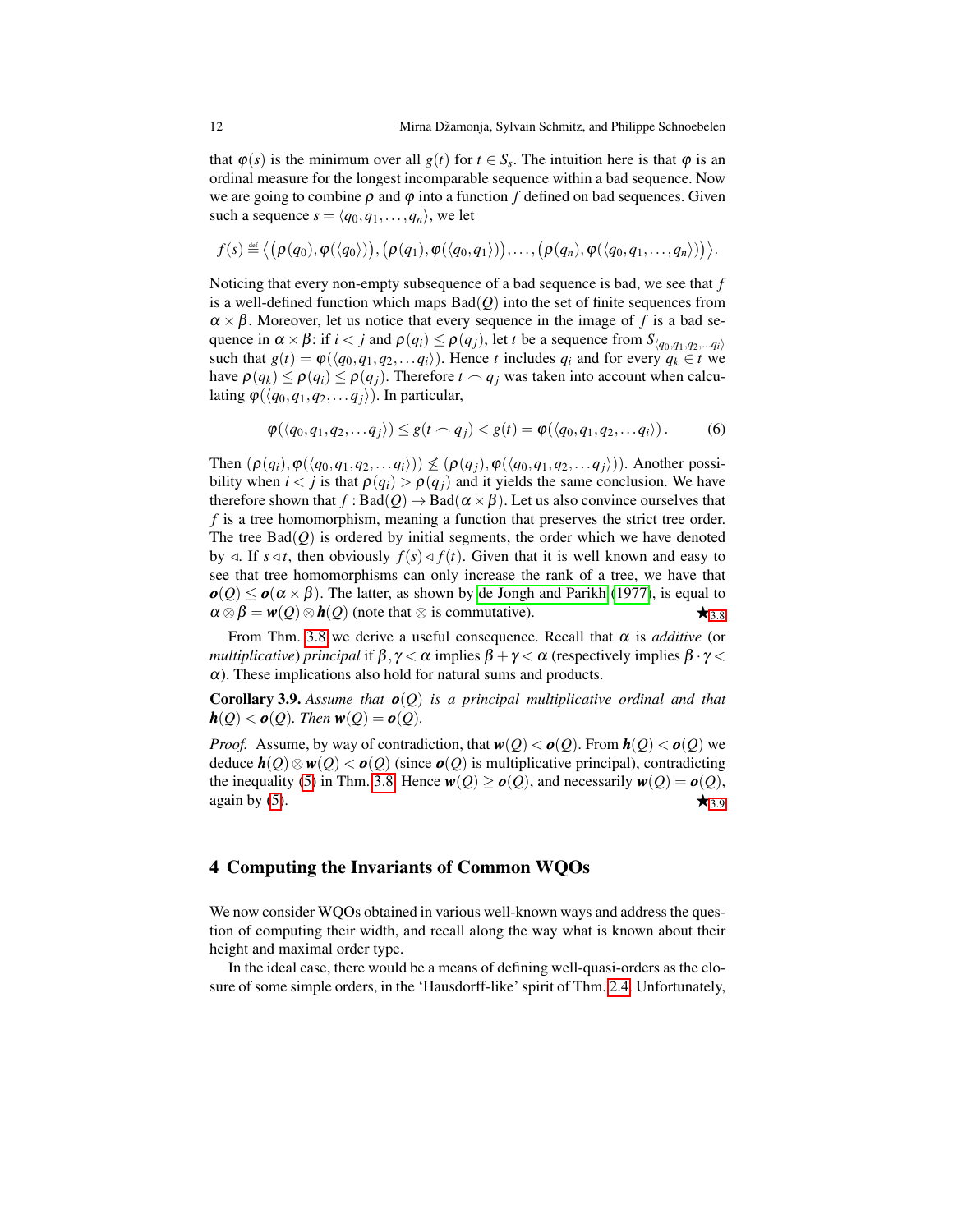that $\varphi(s)$ is the minimum over all $g(t)$ for $t \in S_s$. The intuition here is that $\varphi$ is an ordinal measure for the longest incomparable sequence within a bad sequence. Now we are going to combine $\rho$ and $\varphi$ into a function $f$ defined on bad sequences. Given such a sequence $s = \langle q_0, q_1, \ldots, q_n \rangle$, we let

$$f(s) \stackrel{\text{def}}{=} \big\langle \big(\rho(q_0), \varphi(\langle q_0 \rangle)\big), \big(\rho(q_1), \varphi(\langle q_0, q_1 \rangle)\big), \ldots, \big(\rho(q_n), \varphi(\langle q_0, q_1, \ldots, q_n \rangle)\big) \big\rangle.$$

Noticing that every non-empty subsequence of a bad sequence is bad, we see that $f$ is a well-defined function which maps $\mathrm{Bad}(Q)$ into the set of finite sequences from $\alpha \times \beta$. Moreover, let us notice that every sequence in the image of $f$ is a bad sequence in $\alpha \times \beta$: if $i < j$ and $\rho(q_i) \leq \rho(q_j)$, let $t$ be a sequence from $S_{\langle q_0, q_1, q_2, \ldots q_i \rangle}$ such that $g(t) = \varphi(\langle q_0, q_1, q_2, \ldots q_i \rangle)$. Hence $t$ includes $q_i$ and for every $q_k \in t$ we have $\rho(q_k) \leq \rho(q_i) \leq \rho(q_j)$. Therefore $t \frown q_j$ was taken into account when calculating $\varphi(\langle q_0, q_1, q_2, \ldots q_j \rangle)$. In particular,

$$\varphi(\langle q_0, q_1, q_2, \ldots q_j \rangle) \leq g(t \frown q_j) < g(t) = \varphi(\langle q_0, q_1, q_2, \ldots q_i \rangle)\,. \tag{6}$$

Then $(\rho(q_i), \varphi(\langle q_0, q_1, q_2, \ldots q_i \rangle)) \not\leq (\rho(q_j), \varphi(\langle q_0, q_1, q_2, \ldots q_j \rangle))$. Another possibility when $i < j$ is that $\rho(q_i) > \rho(q_j)$ and it yields the same conclusion. We have therefore shown that $f : \mathrm{Bad}(Q) \to \mathrm{Bad}(\alpha \times \beta)$. Let us also convince ourselves that $f$ is a tree homomorphism, meaning a function that preserves the strict tree order. The tree $\mathrm{Bad}(Q)$ is ordered by initial segments, the order which we have denoted by $\lhd$. If $s \lhd t$, then obviously $f(s) \lhd f(t)$. Given that it is well known and easy to see that tree homomorphisms can only increase the rank of a tree, we have that $\boldsymbol{o}(Q) \leq \boldsymbol{o}(\alpha \times \beta)$. The latter, as shown by de Jongh and Parikh (1977), is equal to $\alpha \otimes \beta = \boldsymbol{w}(Q) \otimes \boldsymbol{h}(Q)$ (note that $\otimes$ is commutative). ★3.8

From Thm. 3.8 we derive a useful consequence. Recall that $\alpha$ is *additive* (or *multiplicative*) *principal* if $\beta, \gamma < \alpha$ implies $\beta + \gamma < \alpha$ (respectively implies $\beta \cdot \gamma < \alpha$). These implications also hold for natural sums and products.

**Corollary 3.9.** *Assume that $\boldsymbol{o}(Q)$ is a principal multiplicative ordinal and that $\boldsymbol{h}(Q) < \boldsymbol{o}(Q)$. Then $\boldsymbol{w}(Q) = \boldsymbol{o}(Q)$.*

*Proof.* Assume, by way of contradiction, that $\boldsymbol{w}(Q) < \boldsymbol{o}(Q)$. From $\boldsymbol{h}(Q) < \boldsymbol{o}(Q)$ we deduce $\boldsymbol{h}(Q) \otimes \boldsymbol{w}(Q) < \boldsymbol{o}(Q)$ (since $\boldsymbol{o}(Q)$ is multiplicative principal), contradicting the inequality (5) in Thm. 3.8. Hence $\boldsymbol{w}(Q) \geq \boldsymbol{o}(Q)$, and necessarily $\boldsymbol{w}(Q) = \boldsymbol{o}(Q)$, again by (5). ★3.9

## 4 Computing the Invariants of Common WQOs

We now consider WQOs obtained in various well-known ways and address the question of computing their width, and recall along the way what is known about their height and maximal order type.

In the ideal case, there would be a means of defining well-quasi-orders as the closure of some simple orders, in the 'Hausdorff-like' spirit of Thm. 2.4. Unfortunately,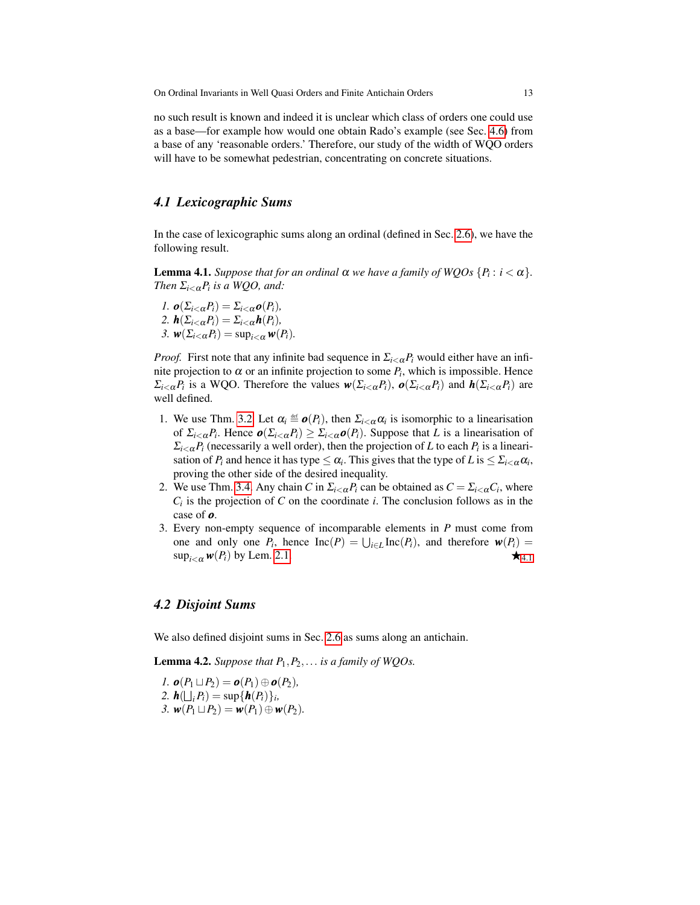no such result is known and indeed it is unclear which class of orders one could use as a base—for example how would one obtain Rado's example (see Sec. 4.6) from a base of any 'reasonable orders.' Therefore, our study of the width of WQO orders will have to be somewhat pedestrian, concentrating on concrete situations.

## 4.1 Lexicographic Sums

In the case of lexicographic sums along an ordinal (defined in Sec. 2.6), we have the following result.

**Lemma 4.1.** *Suppose that for an ordinal $\alpha$ we have a family of WQOs $\{P_i : i < \alpha\}$. Then $\Sigma_{i<\alpha} P_i$ is a WQO, and:*

1. $\boldsymbol{o}(\Sigma_{i<\alpha} P_i) = \Sigma_{i<\alpha} \boldsymbol{o}(P_i)$,
2. $\boldsymbol{h}(\Sigma_{i<\alpha} P_i) = \Sigma_{i<\alpha} \boldsymbol{h}(P_i)$,
3. $\boldsymbol{w}(\Sigma_{i<\alpha} P_i) = \sup_{i<\alpha} \boldsymbol{w}(P_i)$.

*Proof.* First note that any infinite bad sequence in $\Sigma_{i<\alpha} P_i$ would either have an infinite projection to $\alpha$ or an infinite projection to some $P_i$, which is impossible. Hence $\Sigma_{i<\alpha} P_i$ is a WQO. Therefore the values $\boldsymbol{w}(\Sigma_{i<\alpha} P_i)$, $\boldsymbol{o}(\Sigma_{i<\alpha} P_i)$ and $\boldsymbol{h}(\Sigma_{i<\alpha} P_i)$ are well defined.

1. We use Thm. 3.2. Let $\alpha_i \stackrel{\text{def}}{=} \boldsymbol{o}(P_i)$, then $\Sigma_{i<\alpha} \alpha_i$ is isomorphic to a linearisation of $\Sigma_{i<\alpha} P_i$. Hence $\boldsymbol{o}(\Sigma_{i<\alpha} P_i) \geq \Sigma_{i<\alpha} \boldsymbol{o}(P_i)$. Suppose that $L$ is a linearisation of $\Sigma_{i<\alpha} P_i$ (necessarily a well order), then the projection of $L$ to each $P_i$ is a linearisation of $P_i$ and hence it has type $\leq \alpha_i$. This gives that the type of $L$ is $\leq \Sigma_{i<\alpha} \alpha_i$, proving the other side of the desired inequality.
2. We use Thm. 3.4. Any chain $C$ in $\Sigma_{i<\alpha} P_i$ can be obtained as $C = \Sigma_{i<\alpha} C_i$, where $C_i$ is the projection of $C$ on the coordinate $i$. The conclusion follows as in the case of $\boldsymbol{o}$.
3. Every non-empty sequence of incomparable elements in $P$ must come from one and only one $P_i$, hence $\mathrm{Inc}(P) = \bigcup_{i \in L} \mathrm{Inc}(P_i)$, and therefore $\boldsymbol{w}(P_i) = \sup_{i<\alpha} \boldsymbol{w}(P_i)$ by Lem. 2.1. ★4.1

## 4.2 Disjoint Sums

We also defined disjoint sums in Sec. 2.6 as sums along an antichain.

**Lemma 4.2.** *Suppose that $P_1, P_2, \ldots$ is a family of WQOs.*

1. $\boldsymbol{o}(P_1 \sqcup P_2) = \boldsymbol{o}(P_1) \oplus \boldsymbol{o}(P_2)$,
2. $\boldsymbol{h}(\bigsqcup_i P_i) = \sup\{\boldsymbol{h}(P_i)\}_i$,
3. $\boldsymbol{w}(P_1 \sqcup P_2) = \boldsymbol{w}(P_1) \oplus \boldsymbol{w}(P_2)$.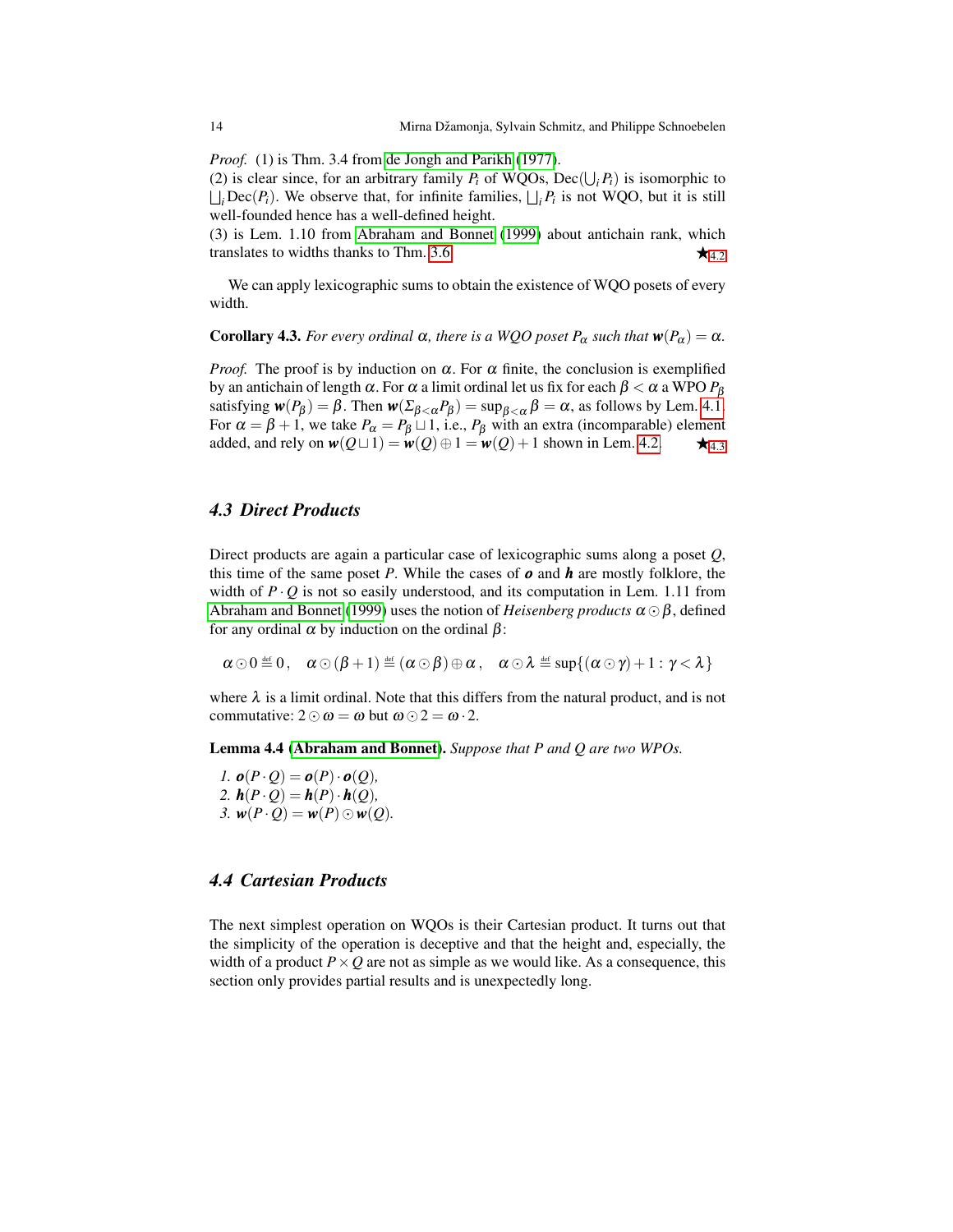*Proof.* (1) is Thm. 3.4 from de Jongh and Parikh (1977).
(2) is clear since, for an arbitrary family $P_i$ of WQOs, $\mathrm{Dec}(\bigcup_i P_i)$ is isomorphic to $\bigsqcup_i \mathrm{Dec}(P_i)$. We observe that, for infinite families, $\bigsqcup_i P_i$ is not WQO, but it is still well-founded hence has a well-defined height.
(3) is Lem. 1.10 from Abraham and Bonnet (1999) about antichain rank, which translates to widths thanks to Thm. 3.6. ★4.2

We can apply lexicographic sums to obtain the existence of WQO posets of every width.

**Corollary 4.3.** *For every ordinal $\alpha$, there is a WQO poset $P_\alpha$ such that $\boldsymbol{w}(P_\alpha) = \alpha$.*

*Proof.* The proof is by induction on $\alpha$. For $\alpha$ finite, the conclusion is exemplified by an antichain of length $\alpha$. For $\alpha$ a limit ordinal let us fix for each $\beta < \alpha$ a WPO $P_\beta$ satisfying $\boldsymbol{w}(P_\beta) = \beta$. Then $\boldsymbol{w}(\Sigma_{\beta<\alpha} P_\beta) = \sup_{\beta<\alpha} \beta = \alpha$, as follows by Lem. 4.1. For $\alpha = \beta + 1$, we take $P_\alpha = P_\beta \sqcup 1$, i.e., $P_\beta$ with an extra (incomparable) element added, and rely on $\boldsymbol{w}(Q \sqcup 1) = \boldsymbol{w}(Q) \oplus 1 = \boldsymbol{w}(Q) + 1$ shown in Lem. 4.2. ★4.3

### 4.3 Direct Products

Direct products are again a particular case of lexicographic sums along a poset $Q$, this time of the same poset $P$. While the cases of $\boldsymbol{o}$ and $\boldsymbol{h}$ are mostly folklore, the width of $P \cdot Q$ is not so easily understood, and its computation in Lem. 1.11 from Abraham and Bonnet (1999) uses the notion of *Heisenberg products* $\alpha \odot \beta$, defined for any ordinal $\alpha$ by induction on the ordinal $\beta$:

$$\alpha \odot 0 \stackrel{\text{def}}{=} 0\,, \quad \alpha \odot (\beta + 1) \stackrel{\text{def}}{=} (\alpha \odot \beta) \oplus \alpha\,, \quad \alpha \odot \lambda \stackrel{\text{def}}{=} \sup\{(\alpha \odot \gamma) + 1 : \gamma < \lambda\}$$

where $\lambda$ is a limit ordinal. Note that this differs from the natural product, and is not commutative: $2 \odot \omega = \omega$ but $\omega \odot 2 = \omega \cdot 2$.

**Lemma 4.4 (Abraham and Bonnet).** *Suppose that $P$ and $Q$ are two WPOs.*

1. $\boldsymbol{o}(P \cdot Q) = \boldsymbol{o}(P) \cdot \boldsymbol{o}(Q)$,
2. $\boldsymbol{h}(P \cdot Q) = \boldsymbol{h}(P) \cdot \boldsymbol{h}(Q)$,
3. $\boldsymbol{w}(P \cdot Q) = \boldsymbol{w}(P) \odot \boldsymbol{w}(Q)$.

### 4.4 Cartesian Products

The next simplest operation on WQOs is their Cartesian product. It turns out that the simplicity of the operation is deceptive and that the height and, especially, the width of a product $P \times Q$ are not as simple as we would like. As a consequence, this section only provides partial results and is unexpectedly long.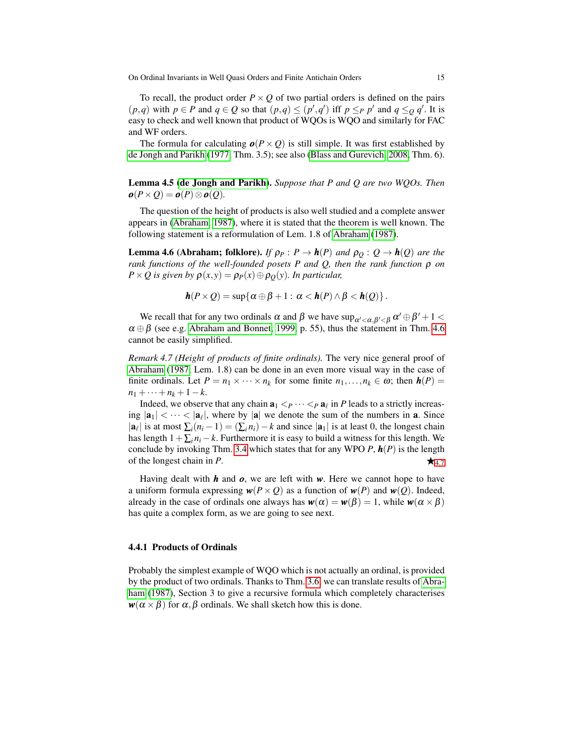To recall, the product order $P \times Q$ of two partial orders is defined on the pairs $(p,q)$ with $p \in P$ and $q \in Q$ so that $(p,q) \leq (p',q')$ iff $p \leq_P p'$ and $q \leq_Q q'$. It is easy to check and well known that product of WQOs is WQO and similarly for FAC and WF orders.

The formula for calculating $\boldsymbol{o}(P \times Q)$ is still simple. It was first established by de Jongh and Parikh (1977, Thm. 3.5); see also (Blass and Gurevich, 2008, Thm. 6).

**Lemma 4.5 (de Jongh and Parikh).** *Suppose that $P$ and $Q$ are two WQOs. Then $\boldsymbol{o}(P \times Q) = \boldsymbol{o}(P) \otimes \boldsymbol{o}(Q)$.*

The question of the height of products is also well studied and a complete answer appears in (Abraham, 1987), where it is stated that the theorem is well known. The following statement is a reformulation of Lem. 1.8 of Abraham (1987).

**Lemma 4.6 (Abraham; folklore).** *If $\rho_P : P \to \boldsymbol{h}(P)$ and $\rho_Q : Q \to \boldsymbol{h}(Q)$ are the rank functions of the well-founded posets $P$ and $Q$, then the rank function $\rho$ on $P \times Q$ is given by $\rho(x,y) = \rho_P(x) \oplus \rho_Q(y)$. In particular,*

$$\boldsymbol{h}(P \times Q) = \sup\{\alpha \oplus \beta + 1 : \alpha < \boldsymbol{h}(P) \wedge \beta < \boldsymbol{h}(Q)\}.$$

We recall that for any two ordinals $\alpha$ and $\beta$ we have $\sup_{\alpha'<\alpha,\beta'<\beta} \alpha' \oplus \beta' + 1 < \alpha \oplus \beta$ (see e.g. Abraham and Bonnet, 1999, p. 55), thus the statement in Thm. 4.6 cannot be easily simplified.

*Remark 4.7 (Height of products of finite ordinals).* The very nice general proof of Abraham (1987, Lem. 1.8) can be done in an even more visual way in the case of finite ordinals. Let $P = n_1 \times \cdots \times n_k$ for some finite $n_1, \ldots, n_k \in \omega$; then $\boldsymbol{h}(P) = n_1 + \cdots + n_k + 1 - k$.

Indeed, we observe that any chain $\mathbf{a}_1 <_P \cdots <_P \mathbf{a}_\ell$ in $P$ leads to a strictly increasing $|\mathbf{a}_1| < \cdots < |\mathbf{a}_\ell|$, where by $|\mathbf{a}|$ we denote the sum of the numbers in $\mathbf{a}$. Since $|\mathbf{a}_\ell|$ is at most $\sum_i (n_i - 1) = (\sum_i n_i) - k$ and since $|\mathbf{a}_1|$ is at least 0, the longest chain has length $1 + \sum_i n_i - k$. Furthermore it is easy to build a witness for this length. We conclude by invoking Thm. 3.4 which states that for any WPO $P$, $\boldsymbol{h}(P)$ is the length of the longest chain in $P$. ★4.7

Having dealt with $\boldsymbol{h}$ and $\boldsymbol{o}$, we are left with $\boldsymbol{w}$. Here we cannot hope to have a uniform formula expressing $\boldsymbol{w}(P \times Q)$ as a function of $\boldsymbol{w}(P)$ and $\boldsymbol{w}(Q)$. Indeed, already in the case of ordinals one always has $\boldsymbol{w}(\alpha) = \boldsymbol{w}(\beta) = 1$, while $\boldsymbol{w}(\alpha \times \beta)$ has quite a complex form, as we are going to see next.

### 4.4.1 Products of Ordinals

Probably the simplest example of WQO which is not actually an ordinal, is provided by the product of two ordinals. Thanks to Thm. 3.6, we can translate results of Abraham (1987), Section 3 to give a recursive formula which completely characterises $\boldsymbol{w}(\alpha \times \beta)$ for $\alpha, \beta$ ordinals. We shall sketch how this is done.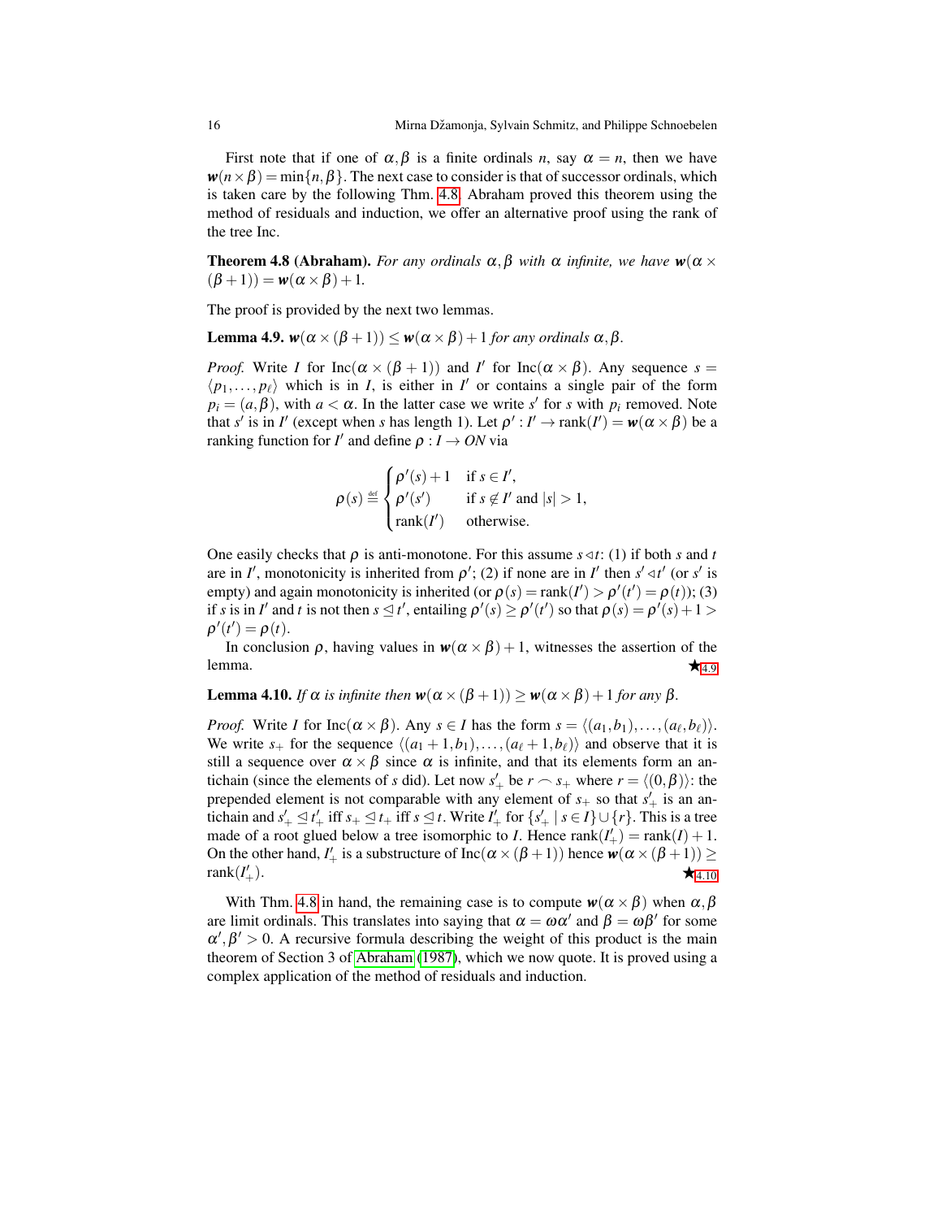First note that if one of $\alpha, \beta$ is a finite ordinals $n$, say $\alpha = n$, then we have $\boldsymbol{w}(n \times \beta) = \min\{n, \beta\}$. The next case to consider is that of successor ordinals, which is taken care by the following Thm. 4.8. Abraham proved this theorem using the method of residuals and induction, we offer an alternative proof using the rank of the tree Inc.

**Theorem 4.8 (Abraham).** *For any ordinals $\alpha, \beta$ with $\alpha$ infinite, we have $\boldsymbol{w}(\alpha \times (\beta + 1)) = \boldsymbol{w}(\alpha \times \beta) + 1$.*

The proof is provided by the next two lemmas.

**Lemma 4.9.** *$\boldsymbol{w}(\alpha \times (\beta + 1)) \leq \boldsymbol{w}(\alpha \times \beta) + 1$ for any ordinals $\alpha, \beta$.*

*Proof.* Write $I$ for $\mathrm{Inc}(\alpha \times (\beta + 1))$ and $I'$ for $\mathrm{Inc}(\alpha \times \beta)$. Any sequence $s = \langle p_1, \ldots, p_\ell \rangle$ which is in $I$, is either in $I'$ or contains a single pair of the form $p_i = (a, \beta)$, with $a < \alpha$. In the latter case we write $s'$ for $s$ with $p_i$ removed. Note that $s'$ is in $I'$ (except when $s$ has length 1). Let $\rho' : I' \to \mathrm{rank}(I') = \boldsymbol{w}(\alpha \times \beta)$ be a ranking function for $I'$ and define $\rho : I \to ON$ via

$$\rho(s) \stackrel{\text{def}}{=} \begin{cases} \rho'(s) + 1 & \text{if } s \in I', \\ \rho'(s') & \text{if } s \notin I' \text{ and } |s| > 1, \\ \mathrm{rank}(I') & \text{otherwise.} \end{cases}$$

One easily checks that $\rho$ is anti-monotone. For this assume $s \lhd t$: (1) if both $s$ and $t$ are in $I'$, monotonicity is inherited from $\rho'$; (2) if none are in $I'$ then $s' \lhd t'$ (or $s'$ is empty) and again monotonicity is inherited (or $\rho(s) = \mathrm{rank}(I') > \rho'(t') = \rho(t)$); (3) if $s$ is in $I'$ and $t$ is not then $s \unlhd t'$, entailing $\rho'(s) \geq \rho'(t')$ so that $\rho(s) = \rho'(s) + 1 > \rho'(t') = \rho(t)$.

In conclusion $\rho$, having values in $\boldsymbol{w}(\alpha \times \beta) + 1$, witnesses the assertion of the lemma. ★4.9

**Lemma 4.10.** *If $\alpha$ is infinite then $\boldsymbol{w}(\alpha \times (\beta + 1)) \geq \boldsymbol{w}(\alpha \times \beta) + 1$ for any $\beta$.*

*Proof.* Write $I$ for $\mathrm{Inc}(\alpha \times \beta)$. Any $s \in I$ has the form $s = \langle (a_1, b_1), \ldots, (a_\ell, b_\ell) \rangle$. We write $s_+$ for the sequence $\langle (a_1 + 1, b_1), \ldots, (a_\ell + 1, b_\ell) \rangle$ and observe that it is still a sequence over $\alpha \times \beta$ since $\alpha$ is infinite, and that its elements form an antichain (since the elements of $s$ did). Let now $s'_+$ be $r \frown s_+$ where $r = \langle (0, \beta) \rangle$: the prepended element is not comparable with any element of $s_+$ so that $s'_+$ is an antichain and $s'_+ \unlhd t'_+$ iff $s_+ \unlhd t_+$ iff $s \unlhd t$. Write $I'_+$ for $\{s'_+ \mid s \in I\} \cup \{r\}$. This is a tree made of a root glued below a tree isomorphic to $I$. Hence $\mathrm{rank}(I'_+) = \mathrm{rank}(I) + 1$. On the other hand, $I'_+$ is a substructure of $\mathrm{Inc}(\alpha \times (\beta + 1))$ hence $\boldsymbol{w}(\alpha \times (\beta + 1)) \geq \mathrm{rank}(I'_+)$. ★4.10

With Thm. 4.8 in hand, the remaining case is to compute $\boldsymbol{w}(\alpha \times \beta)$ when $\alpha, \beta$ are limit ordinals. This translates into saying that $\alpha = \omega\alpha'$ and $\beta = \omega\beta'$ for some $\alpha', \beta' > 0$. A recursive formula describing the weight of this product is the main theorem of Section 3 of Abraham (1987), which we now quote. It is proved using a complex application of the method of residuals and induction.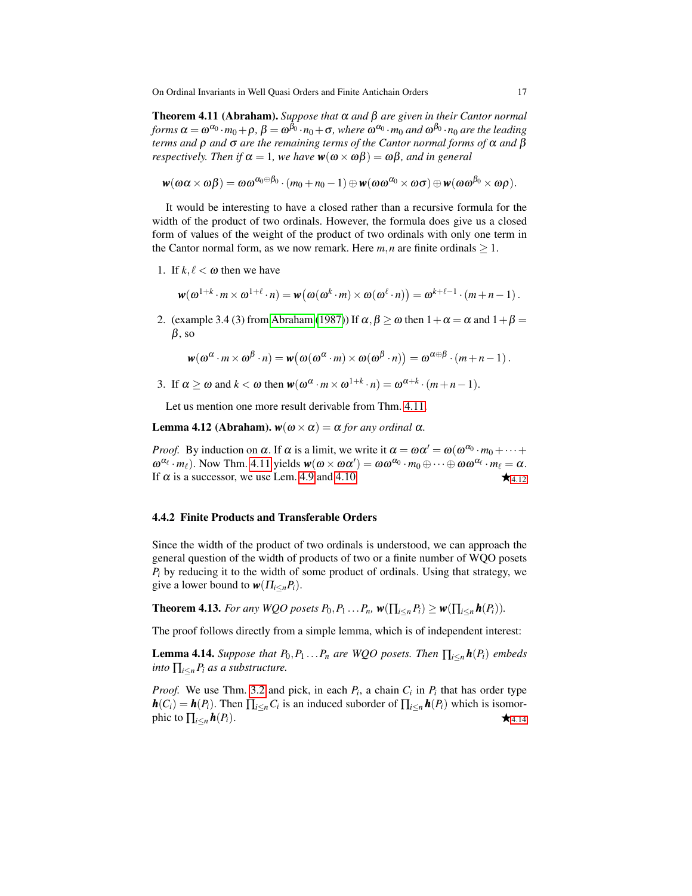**Theorem 4.11 (Abraham).** *Suppose that $\alpha$ and $\beta$ are given in their Cantor normal forms $\alpha = \omega^{\alpha_0} \cdot m_0 + \rho$, $\beta = \omega^{\beta_0} \cdot n_0 + \sigma$, where $\omega^{\alpha_0} \cdot m_0$ and $\omega^{\beta_0} \cdot n_0$ are the leading terms and $\rho$ and $\sigma$ are the remaining terms of the Cantor normal forms of $\alpha$ and $\beta$ respectively. Then if $\alpha = 1$, we have $\boldsymbol{w}(\omega \times \omega\beta) = \omega\beta$, and in general*

$$\boldsymbol{w}(\omega\alpha \times \omega\beta) = \omega\omega^{\alpha_0 \oplus \beta_0} \cdot (m_0 + n_0 - 1) \oplus \boldsymbol{w}(\omega\omega^{\alpha_0} \times \omega\sigma) \oplus \boldsymbol{w}(\omega\omega^{\beta_0} \times \omega\rho).$$

It would be interesting to have a closed rather than a recursive formula for the width of the product of two ordinals. However, the formula does give us a closed form of values of the weight of the product of two ordinals with only one term in the Cantor normal form, as we now remark. Here $m, n$ are finite ordinals $\geq 1$.

1. If $k, \ell < \omega$ then we have
$$\boldsymbol{w}(\omega^{1+k} \cdot m \times \omega^{1+\ell} \cdot n) = \boldsymbol{w}\big(\omega(\omega^k \cdot m) \times \omega(\omega^\ell \cdot n)\big) = \omega^{k+\ell-1} \cdot (m+n-1)\,.$$
2. (example 3.4 (3) from Abraham (1987)) If $\alpha, \beta \geq \omega$ then $1 + \alpha = \alpha$ and $1 + \beta = \beta$, so
$$\boldsymbol{w}(\omega^\alpha \cdot m \times \omega^\beta \cdot n) = \boldsymbol{w}\big(\omega(\omega^\alpha \cdot m) \times \omega(\omega^\beta \cdot n)\big) = \omega^{\alpha \oplus \beta} \cdot (m+n-1)\,.$$
3. If $\alpha \geq \omega$ and $k < \omega$ then $\boldsymbol{w}(\omega^\alpha \cdot m \times \omega^{1+k} \cdot n) = \omega^{\alpha+k} \cdot (m+n-1)$.

Let us mention one more result derivable from Thm. 4.11.

**Lemma 4.12 (Abraham).** $\boldsymbol{w}(\omega \times \alpha) = \alpha$ *for any ordinal* $\alpha$.

*Proof.* By induction on $\alpha$. If $\alpha$ is a limit, we write it $\alpha = \omega\alpha' = \omega(\omega^{\alpha_0} \cdot m_0 + \cdots + \omega^{\alpha_\ell} \cdot m_\ell)$. Now Thm. 4.11 yields $\boldsymbol{w}(\omega \times \omega\alpha') = \omega\omega^{\alpha_0} \cdot m_0 \oplus \cdots \oplus \omega\omega^{\alpha_\ell} \cdot m_\ell = \alpha$. If $\alpha$ is a successor, we use Lem. 4.9 and 4.10. ★4.12

### 4.4.2 Finite Products and Transferable Orders

Since the width of the product of two ordinals is understood, we can approach the general question of the width of products of two or a finite number of WQO posets $P_i$ by reducing it to the width of some product of ordinals. Using that strategy, we give a lower bound to $\boldsymbol{w}(\Pi_{i \leq n} P_i)$.

**Theorem 4.13.** *For any WQO posets $P_0, P_1 \ldots P_n$, $\boldsymbol{w}(\prod_{i \leq n} P_i) \geq \boldsymbol{w}(\prod_{i \leq n} \boldsymbol{h}(P_i))$.*

The proof follows directly from a simple lemma, which is of independent interest:

**Lemma 4.14.** *Suppose that $P_0, P_1 \ldots P_n$ are WQO posets. Then $\prod_{i \leq n} \boldsymbol{h}(P_i)$ embeds into $\prod_{i \leq n} P_i$ as a substructure.*

*Proof.* We use Thm. 3.2 and pick, in each $P_i$, a chain $C_i$ in $P_i$ that has order type $\boldsymbol{h}(C_i) = \boldsymbol{h}(P_i)$. Then $\prod_{i \leq n} C_i$ is an induced suborder of $\prod_{i \leq n} \boldsymbol{h}(P_i)$ which is isomorphic to $\prod_{i \leq n} \boldsymbol{h}(P_i)$. ★4.14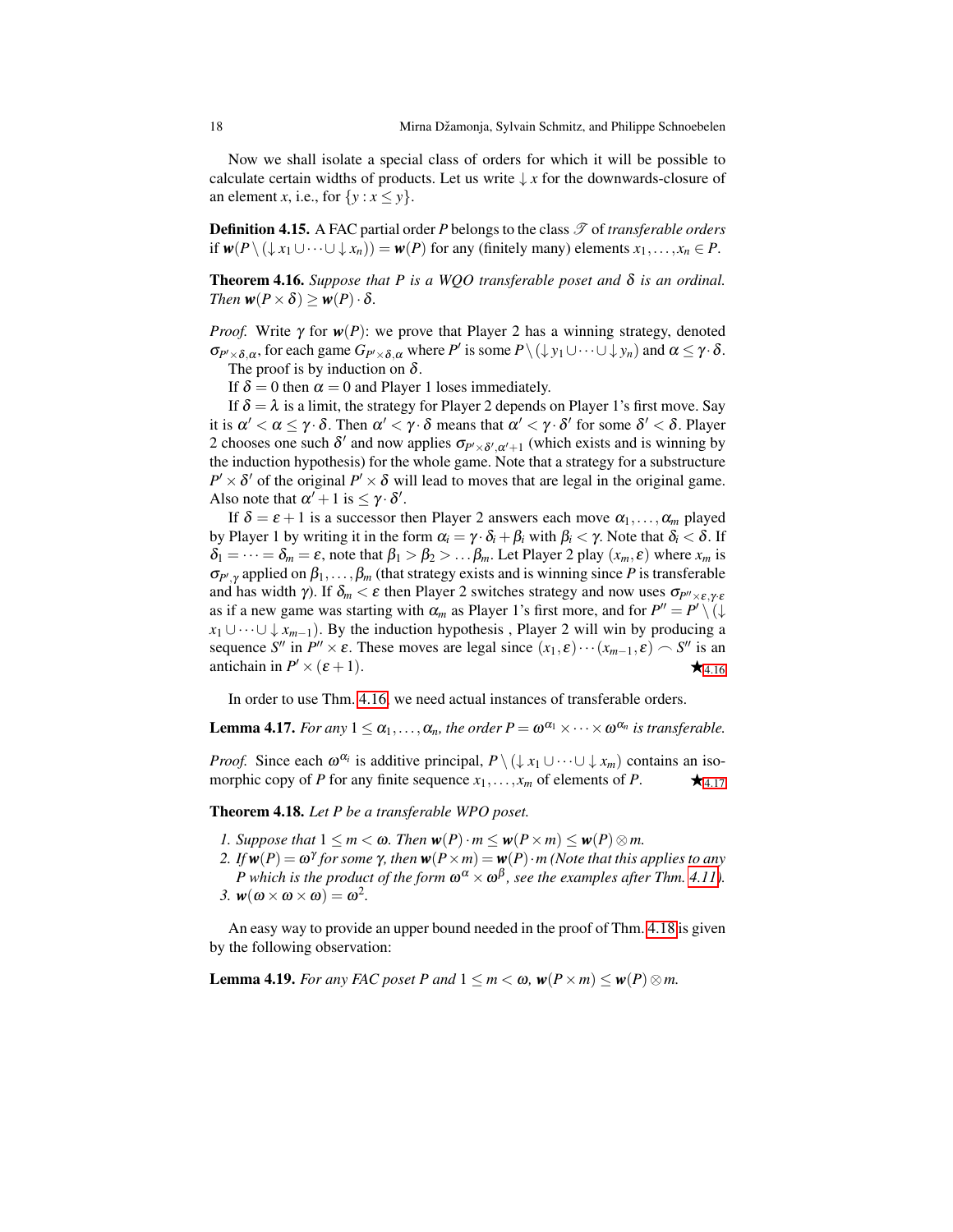Now we shall isolate a special class of orders for which it will be possible to calculate certain widths of products. Let us write $\downarrow x$ for the downwards-closure of an element $x$, i.e., for $\{y : x \le y\}$.

**Definition 4.15.** A FAC partial order $P$ belongs to the class $\mathscr{T}$ of *transferable orders* if $\boldsymbol{w}(P \setminus (\downarrow x_1 \cup \cdots \cup \downarrow x_n)) = \boldsymbol{w}(P)$ for any (finitely many) elements $x_1, \ldots, x_n \in P$.

**Theorem 4.16.** *Suppose that $P$ is a WQO transferable poset and $\delta$ is an ordinal. Then $\boldsymbol{w}(P \times \delta) \ge \boldsymbol{w}(P) \cdot \delta$.*

*Proof.* Write $\gamma$ for $\boldsymbol{w}(P)$: we prove that Player 2 has a winning strategy, denoted $\sigma_{P' \times \delta, \alpha}$, for each game $G_{P' \times \delta, \alpha}$ where $P'$ is some $P \setminus (\downarrow y_1 \cup \cdots \cup \downarrow y_n)$ and $\alpha \le \gamma \cdot \delta$.

The proof is by induction on $\delta$.

If $\delta = 0$ then $\alpha = 0$ and Player 1 loses immediately.

If $\delta = \lambda$ is a limit, the strategy for Player 2 depends on Player 1's first move. Say it is $\alpha' < \alpha \le \gamma \cdot \delta$. Then $\alpha' < \gamma \cdot \delta$ means that $\alpha' < \gamma \cdot \delta'$ for some $\delta' < \delta$. Player 2 chooses one such $\delta'$ and now applies $\sigma_{P' \times \delta', \alpha'+1}$ (which exists and is winning by the induction hypothesis) for the whole game. Note that a strategy for a substructure $P' \times \delta'$ of the original $P' \times \delta$ will lead to moves that are legal in the original game. Also note that $\alpha' + 1$ is $\le \gamma \cdot \delta'$.

If $\delta = \varepsilon + 1$ is a successor then Player 2 answers each move $\alpha_1, \ldots, \alpha_m$ played by Player 1 by writing it in the form $\alpha_i = \gamma \cdot \delta_i + \beta_i$ with $\beta_i < \gamma$. Note that $\delta_i < \delta$. If $\delta_1 = \cdots = \delta_m = \varepsilon$, note that $\beta_1 > \beta_2 > \ldots \beta_m$. Let Player 2 play $(x_m, \varepsilon)$ where $x_m$ is $\sigma_{P', \gamma}$ applied on $\beta_1, \ldots, \beta_m$ (that strategy exists and is winning since $P$ is transferable and has width $\gamma$). If $\delta_m < \varepsilon$ then Player 2 switches strategy and now uses $\sigma_{P'' \times \varepsilon, \gamma \cdot \varepsilon}$ as if a new game was starting with $\alpha_m$ as Player 1's first more, and for $P'' = P' \setminus (\downarrow x_1 \cup \cdots \cup \downarrow x_{m-1})$. By the induction hypothesis , Player 2 will win by producing a sequence $S''$ in $P'' \times \varepsilon$. These moves are legal since $(x_1, \varepsilon) \cdots (x_{m-1}, \varepsilon) \frown S''$ is an antichain in $P' \times (\varepsilon + 1)$. ★4.16

In order to use Thm. 4.16, we need actual instances of transferable orders.

**Lemma 4.17.** *For any $1 \le \alpha_1, \ldots, \alpha_n$, the order $P = \omega^{\alpha_1} \times \cdots \times \omega^{\alpha_n}$ is transferable.*

*Proof.* Since each $\omega^{\alpha_i}$ is additive principal, $P \setminus (\downarrow x_1 \cup \cdots \cup \downarrow x_m)$ contains an isomorphic copy of $P$ for any finite sequence $x_1, \ldots, x_m$ of elements of $P$. ★4.17

**Theorem 4.18.** *Let $P$ be a transferable WPO poset.*

1. *Suppose that $1 \le m < \omega$. Then $\boldsymbol{w}(P) \cdot m \le \boldsymbol{w}(P \times m) \le \boldsymbol{w}(P) \otimes m$.*
2. *If $\boldsymbol{w}(P) = \omega^\gamma$ for some $\gamma$, then $\boldsymbol{w}(P \times m) = \boldsymbol{w}(P) \cdot m$ (Note that this applies to any $P$ which is the product of the form $\omega^\alpha \times \omega^\beta$, see the examples after Thm. 4.11).*
3. *$\boldsymbol{w}(\omega \times \omega \times \omega) = \omega^2$.*

An easy way to provide an upper bound needed in the proof of Thm. 4.18 is given by the following observation:

**Lemma 4.19.** *For any FAC poset $P$ and $1 \le m < \omega$, $\boldsymbol{w}(P \times m) \le \boldsymbol{w}(P) \otimes m$.*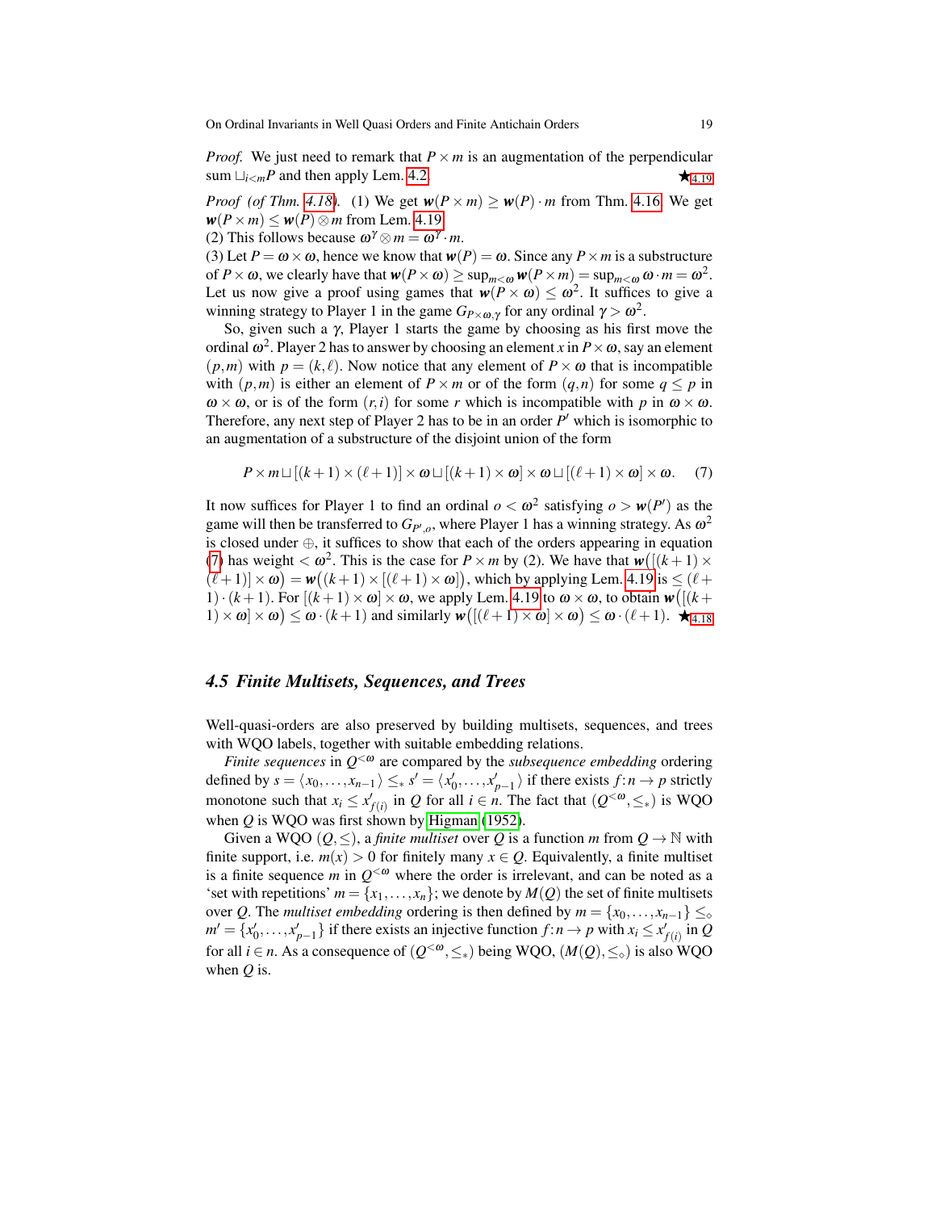*Proof.* We just need to remark that $P \times m$ is an augmentation of the perpendicular sum $\sqcup_{i<m} P$ and then apply Lem. 4.2. $\bigstar_{4.19}$

*Proof (of Thm. 4.18).* (1) We get $\boldsymbol{w}(P \times m) \geq \boldsymbol{w}(P) \cdot m$ from Thm. 4.16. We get $\boldsymbol{w}(P \times m) \leq \boldsymbol{w}(P) \otimes m$ from Lem. 4.19.

(2) This follows because $\omega^\gamma \otimes m = \omega^\gamma \cdot m$.

(3) Let $P = \omega \times \omega$, hence we know that $\boldsymbol{w}(P) = \omega$. Since any $P \times m$ is a substructure of $P \times \omega$, we clearly have that $\boldsymbol{w}(P \times \omega) \geq \sup_{m<\omega} \boldsymbol{w}(P \times m) = \sup_{m<\omega} \omega \cdot m = \omega^2$. Let us now give a proof using games that $\boldsymbol{w}(P \times \omega) \leq \omega^2$. It suffices to give a winning strategy to Player 1 in the game $G_{P\times\omega,\gamma}$ for any ordinal $\gamma > \omega^2$.

So, given such a $\gamma$, Player 1 starts the game by choosing as his first move the ordinal $\omega^2$. Player 2 has to answer by choosing an element $x$ in $P \times \omega$, say an element $(p,m)$ with $p = (k,\ell)$. Now notice that any element of $P \times \omega$ that is incompatible with $(p,m)$ is either an element of $P \times m$ or of the form $(q,n)$ for some $q \leq p$ in $\omega \times \omega$, or is of the form $(r,i)$ for some $r$ which is incompatible with $p$ in $\omega \times \omega$. Therefore, any next step of Player 2 has to be in an order $P'$ which is isomorphic to an augmentation of a substructure of the disjoint union of the form

$$P \times m \sqcup [(k+1) \times (\ell+1)] \times \omega \sqcup [(k+1) \times \omega] \times \omega \sqcup [(\ell+1) \times \omega] \times \omega. \quad (7)$$

It now suffices for Player 1 to find an ordinal $o < \omega^2$ satisfying $o > \boldsymbol{w}(P')$ as the game will then be transferred to $G_{P',o}$, where Player 1 has a winning strategy. As $\omega^2$ is closed under $\oplus$, it suffices to show that each of the orders appearing in equation (7) has weight $< \omega^2$. This is the case for $P \times m$ by (2). We have that $\boldsymbol{w}\big([(k+1) \times (\ell+1)] \times \omega\big) = \boldsymbol{w}\big((k+1) \times [(\ell+1) \times \omega]\big)$, which by applying Lem. 4.19 is $\leq (\ell+1) \cdot (k+1)$. For $[(k+1) \times \omega] \times \omega$, we apply Lem. 4.19 to $\omega \times \omega$, to obtain $\boldsymbol{w}\big([(k+1) \times \omega] \times \omega\big) \leq \omega \cdot (k+1)$ and similarly $\boldsymbol{w}\big([(\ell+1) \times \omega] \times \omega\big) \leq \omega \cdot (\ell+1)$. $\bigstar_{4.18}$

### 4.5 Finite Multisets, Sequences, and Trees

Well-quasi-orders are also preserved by building multisets, sequences, and trees with WQO labels, together with suitable embedding relations.

*Finite sequences* in $Q^{<\omega}$ are compared by the *subsequence embedding* ordering defined by $s = \langle x_0, \ldots, x_{n-1} \rangle \leq_* s' = \langle x'_0, \ldots, x'_{p-1} \rangle$ if there exists $f : n \to p$ strictly monotone such that $x_i \leq x'_{f(i)}$ in $Q$ for all $i \in n$. The fact that $(Q^{<\omega}, \leq_*)$ is WQO when $Q$ is WQO was first shown by Higman (1952).

Given a WQO $(Q, \leq)$, a *finite multiset* over $Q$ is a function $m$ from $Q \to \mathbb{N}$ with finite support, i.e. $m(x) > 0$ for finitely many $x \in Q$. Equivalently, a finite multiset is a finite sequence $m$ in $Q^{<\omega}$ where the order is irrelevant, and can be noted as a 'set with repetitions' $m = \{x_1, \ldots, x_n\}$; we denote by $M(Q)$ the set of finite multisets over $Q$. The *multiset embedding* ordering is then defined by $m = \{x_0, \ldots, x_{n-1}\} \leq_\diamond m' = \{x'_0, \ldots, x'_{p-1}\}$ if there exists an injective function $f : n \to p$ with $x_i \leq x'_{f(i)}$ in $Q$ for all $i \in n$. As a consequence of $(Q^{<\omega}, \leq_*)$ being WQO, $(M(Q), \leq_\diamond)$ is also WQO when $Q$ is.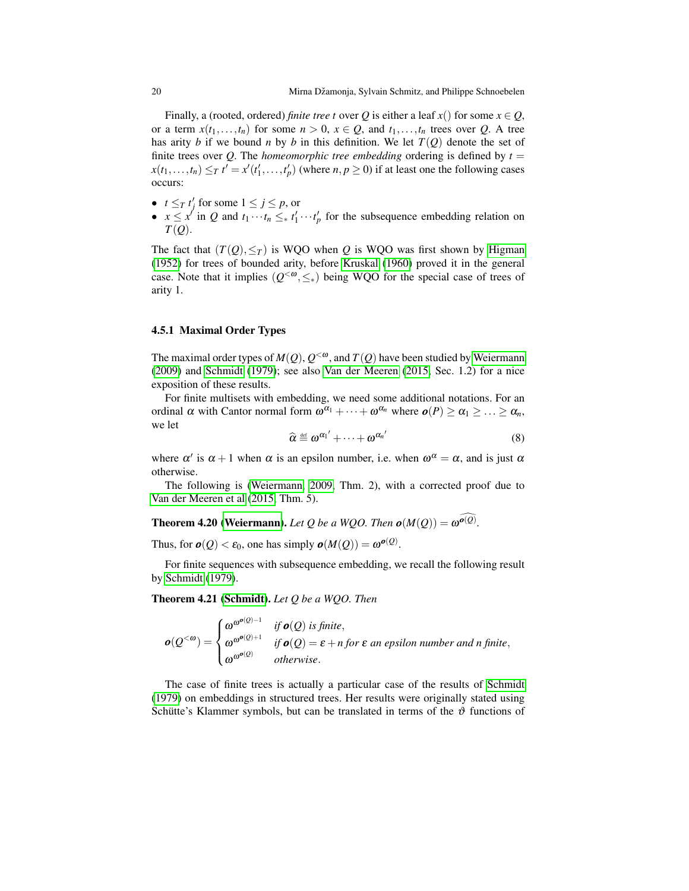Finally, a (rooted, ordered) *finite tree* $t$ over $Q$ is either a leaf $x()$ for some $x \in Q$, or a term $x(t_1,\dots,t_n)$ for some $n > 0$, $x \in Q$, and $t_1,\dots,t_n$ trees over $Q$. A tree has arity $b$ if we bound $n$ by $b$ in this definition. We let $T(Q)$ denote the set of finite trees over $Q$. The *homeomorphic tree embedding* ordering is defined by $t = x(t_1,\dots,t_n) \leq_T t' = x'(t'_1,\dots,t'_p)$ (where $n, p \geq 0$) if at least one the following cases occurs:

- $t \leq_T t'_j$ for some $1 \leq j \leq p$, or
- $x \leq x'$ in $Q$ and $t_1 \cdots t_n \leq_* t'_1 \cdots t'_p$ for the subsequence embedding relation on $T(Q)$.

The fact that $(T(Q), \leq_T)$ is WQO when $Q$ is WQO was first shown by Higman (1952) for trees of bounded arity, before Kruskal (1960) proved it in the general case. Note that it implies $(Q^{<\omega}, \leq_*)$ being WQO for the special case of trees of arity 1.

### 4.5.1 Maximal Order Types

The maximal order types of $M(Q)$, $Q^{<\omega}$, and $T(Q)$ have been studied by Weiermann (2009) and Schmidt (1979); see also Van der Meeren (2015, Sec. 1.2) for a nice exposition of these results.

For finite multisets with embedding, we need some additional notations. For an ordinal $\alpha$ with Cantor normal form $\omega^{\alpha_1} + \cdots + \omega^{\alpha_n}$ where $\boldsymbol{o}(P) \geq \alpha_1 \geq \ldots \geq \alpha_n$, we let

$$\widehat{\alpha} \stackrel{\text{def}}{=} \omega^{\alpha_1{}'} + \cdots + \omega^{\alpha_n{}'} \tag{8}$$

where $\alpha'$ is $\alpha + 1$ when $\alpha$ is an epsilon number, i.e. when $\omega^\alpha = \alpha$, and is just $\alpha$ otherwise.

The following is (Weiermann, 2009, Thm. 2), with a corrected proof due to Van der Meeren et al (2015, Thm. 5).

**Theorem 4.20 (Weiermann).** *Let $Q$ be a WQO. Then $\boldsymbol{o}(M(Q)) = \omega^{\widehat{\boldsymbol{o}(Q)}}$.*

Thus, for $\boldsymbol{o}(Q) < \varepsilon_0$, one has simply $\boldsymbol{o}(M(Q)) = \omega^{\boldsymbol{o}(Q)}$.

For finite sequences with subsequence embedding, we recall the following result by Schmidt (1979).

**Theorem 4.21 (Schmidt).** *Let $Q$ be a WQO. Then*

$$\boldsymbol{o}(Q^{<\omega}) = \begin{cases} \omega^{\omega^{\boldsymbol{o}(Q)-1}} & \text{if } \boldsymbol{o}(Q) \text{ is finite}, \\ \omega^{\omega^{\boldsymbol{o}(Q)+1}} & \text{if } \boldsymbol{o}(Q) = \varepsilon + n \text{ for } \varepsilon \text{ an epsilon number and } n \text{ finite}, \\ \omega^{\omega^{\boldsymbol{o}(Q)}} & \text{otherwise}. \end{cases}$$

The case of finite trees is actually a particular case of the results of Schmidt (1979) on embeddings in structured trees. Her results were originally stated using Schütte's Klammer symbols, but can be translated in terms of the $\vartheta$ functions of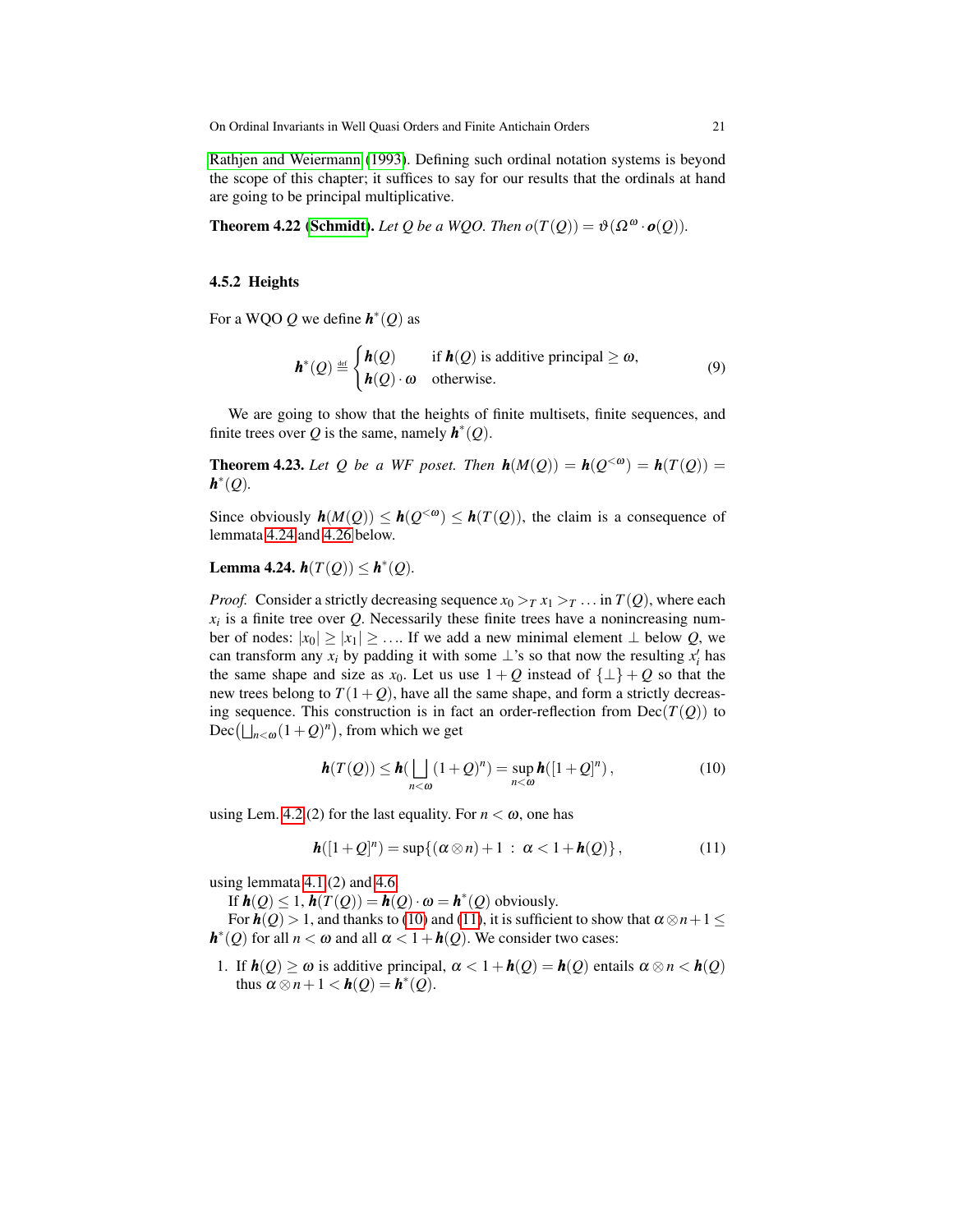Rathjen and Weiermann (1993). Defining such ordinal notation systems is beyond the scope of this chapter; it suffices to say for our results that the ordinals at hand are going to be principal multiplicative.

**Theorem 4.22 (Schmidt).** *Let $Q$ be a WQO. Then $o(T(Q)) = \vartheta(\Omega^\omega \cdot \boldsymbol{o}(Q))$.*

### 4.5.2 Heights

For a WQO $Q$ we define $\boldsymbol{h}^*(Q)$ as

$$\boldsymbol{h}^*(Q) \stackrel{\text{def}}{=} \begin{cases} \boldsymbol{h}(Q) & \text{if } \boldsymbol{h}(Q) \text{ is additive principal} \geq \omega, \\ \boldsymbol{h}(Q) \cdot \omega & \text{otherwise.} \end{cases} \tag{9}$$

We are going to show that the heights of finite multisets, finite sequences, and finite trees over $Q$ is the same, namely $\boldsymbol{h}^*(Q)$.

**Theorem 4.23.** *Let $Q$ be a WF poset. Then $\boldsymbol{h}(M(Q)) = \boldsymbol{h}(Q^{<\omega}) = \boldsymbol{h}(T(Q)) = \boldsymbol{h}^*(Q)$.*

Since obviously $\boldsymbol{h}(M(Q)) \leq \boldsymbol{h}(Q^{<\omega}) \leq \boldsymbol{h}(T(Q))$, the claim is a consequence of lemmata 4.24 and 4.26 below.

**Lemma 4.24.** $\boldsymbol{h}(T(Q)) \leq \boldsymbol{h}^*(Q)$.

*Proof.* Consider a strictly decreasing sequence $x_0 >_T x_1 >_T \ldots$ in $T(Q)$, where each $x_i$ is a finite tree over $Q$. Necessarily these finite trees have a nonincreasing number of nodes: $|x_0| \geq |x_1| \geq \ldots$. If we add a new minimal element $\bot$ below $Q$, we can transform any $x_i$ by padding it with some $\bot$'s so that now the resulting $x'_i$ has the same shape and size as $x_0$. Let us use $1+Q$ instead of $\{\bot\}+Q$ so that the new trees belong to $T(1+Q)$, have all the same shape, and form a strictly decreasing sequence. This construction is in fact an order-reflection from $\mathrm{Dec}(T(Q))$ to $\mathrm{Dec}\big(\bigsqcup_{n<\omega}(1+Q)^n\big)$, from which we get

$$\boldsymbol{h}(T(Q)) \leq \boldsymbol{h}(\bigsqcup_{n<\omega}(1+Q)^n) = \sup_{n<\omega} \boldsymbol{h}([1+Q]^n)\,, \tag{10}$$

using Lem. 4.2 (2) for the last equality. For $n < \omega$, one has

$$\boldsymbol{h}([1+Q]^n) = \sup\{(\alpha \otimes n) + 1 \ :\ \alpha < 1 + \boldsymbol{h}(Q)\}\,, \tag{11}$$

using lemmata 4.1 (2) and 4.6.

If $\boldsymbol{h}(Q) \leq 1$, $\boldsymbol{h}(T(Q)) = \boldsymbol{h}(Q) \cdot \omega = \boldsymbol{h}^*(Q)$ obviously.

For $\boldsymbol{h}(Q) > 1$, and thanks to (10) and (11), it is sufficient to show that $\alpha \otimes n + 1 \leq \boldsymbol{h}^*(Q)$ for all $n < \omega$ and all $\alpha < 1 + \boldsymbol{h}(Q)$. We consider two cases:

1. If $\boldsymbol{h}(Q) \geq \omega$ is additive principal, $\alpha < 1 + \boldsymbol{h}(Q) = \boldsymbol{h}(Q)$ entails $\alpha \otimes n < \boldsymbol{h}(Q)$ thus $\alpha \otimes n + 1 < \boldsymbol{h}(Q) = \boldsymbol{h}^*(Q)$.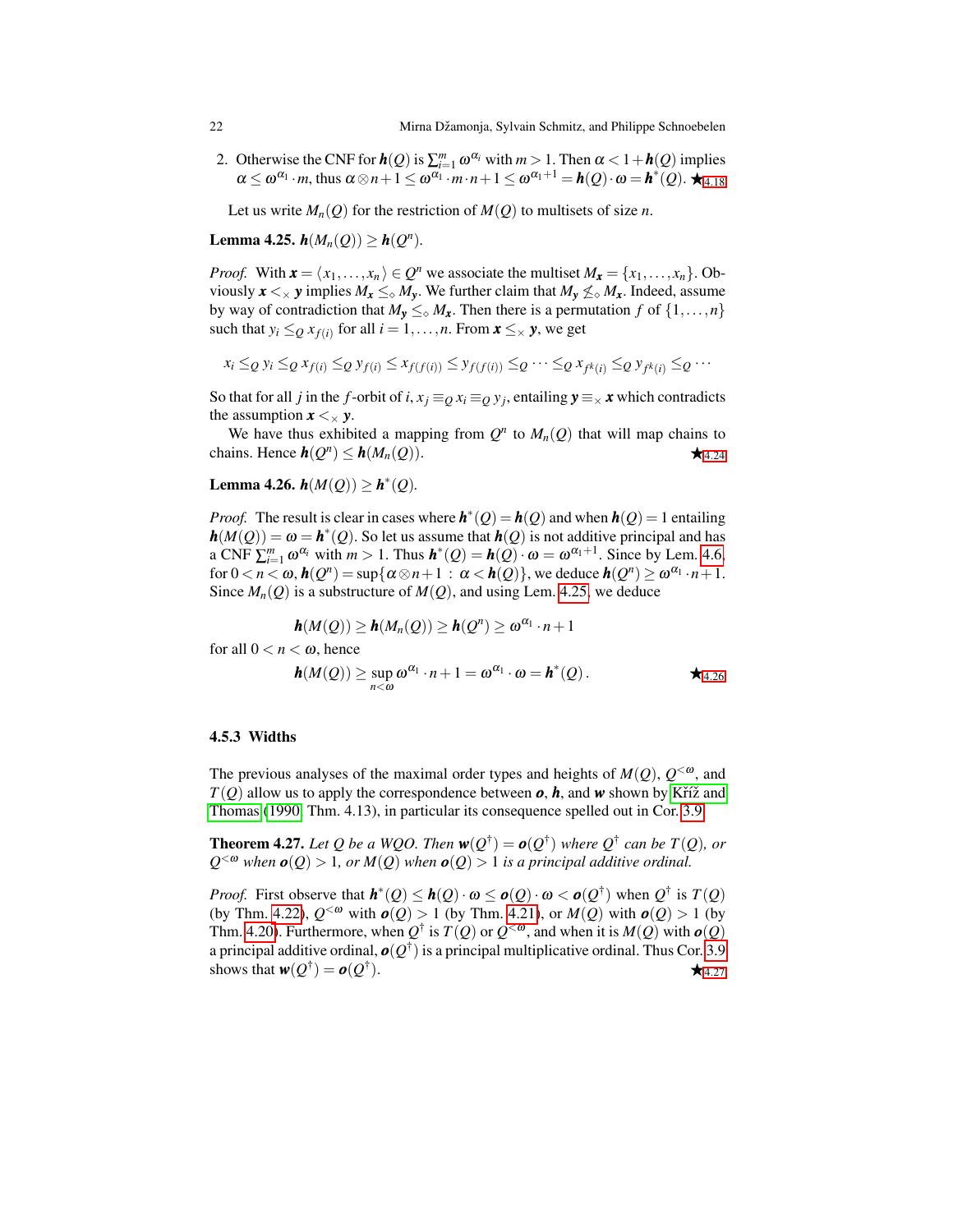2. Otherwise the CNF for $\boldsymbol{h}(Q)$ is $\sum_{i=1}^{m} \omega^{\alpha_i}$ with $m > 1$. Then $\alpha < 1 + \boldsymbol{h}(Q)$ implies $\alpha \leq \omega^{\alpha_1} \cdot m$, thus $\alpha \otimes n + 1 \leq \omega^{\alpha_1} \cdot m \cdot n + 1 \leq \omega^{\alpha_1 + 1} = \boldsymbol{h}(Q) \cdot \omega = \boldsymbol{h}^*(Q)$. ★4.18

Let us write $M_n(Q)$ for the restriction of $M(Q)$ to multisets of size $n$.

**Lemma 4.25.** $\boldsymbol{h}(M_n(Q)) \geq \boldsymbol{h}(Q^n)$.

*Proof.* With $\boldsymbol{x} = \langle x_1, \ldots, x_n \rangle \in Q^n$ we associate the multiset $M_{\boldsymbol{x}} = \{x_1, \ldots, x_n\}$. Obviously $\boldsymbol{x} <_{\times} \boldsymbol{y}$ implies $M_{\boldsymbol{x}} \leq_{\diamond} M_{\boldsymbol{y}}$. We further claim that $M_{\boldsymbol{y}} \not\leq_{\diamond} M_{\boldsymbol{x}}$. Indeed, assume by way of contradiction that $M_{\boldsymbol{y}} \leq_{\diamond} M_{\boldsymbol{x}}$. Then there is a permutation $f$ of $\{1, \ldots, n\}$ such that $y_i \leq_Q x_{f(i)}$ for all $i = 1, \ldots, n$. From $\boldsymbol{x} \leq_{\times} \boldsymbol{y}$, we get

$$x_i \leq_Q y_i \leq_Q x_{f(i)} \leq_Q y_{f(i)} \leq x_{f(f(i))} \leq y_{f(f(i))} \leq_Q \cdots \leq_Q x_{f^k(i)} \leq_Q y_{f^k(i)} \leq_Q \cdots$$

So that for all $j$ in the $f$-orbit of $i$, $x_j \equiv_Q x_i \equiv_Q y_j$, entailing $\boldsymbol{y} \equiv_{\times} \boldsymbol{x}$ which contradicts the assumption $\boldsymbol{x} <_{\times} \boldsymbol{y}$.

We have thus exhibited a mapping from $Q^n$ to $M_n(Q)$ that will map chains to chains. Hence $\boldsymbol{h}(Q^n) \leq \boldsymbol{h}(M_n(Q))$. ★4.24

**Lemma 4.26.** $\boldsymbol{h}(M(Q)) \geq \boldsymbol{h}^*(Q)$.

*Proof.* The result is clear in cases where $\boldsymbol{h}^*(Q) = \boldsymbol{h}(Q)$ and when $\boldsymbol{h}(Q) = 1$ entailing $\boldsymbol{h}(M(Q)) = \omega = \boldsymbol{h}^*(Q)$. So let us assume that $\boldsymbol{h}(Q)$ is not additive principal and has a CNF $\sum_{i=1}^{m} \omega^{\alpha_i}$ with $m > 1$. Thus $\boldsymbol{h}^*(Q) = \boldsymbol{h}(Q) \cdot \omega = \omega^{\alpha_1 + 1}$. Since by Lem. 4.6, for $0 < n < \omega$, $\boldsymbol{h}(Q^n) = \sup\{\alpha \otimes n + 1 \,:\, \alpha < \boldsymbol{h}(Q)\}$, we deduce $\boldsymbol{h}(Q^n) \geq \omega^{\alpha_1} \cdot n + 1$. Since $M_n(Q)$ is a substructure of $M(Q)$, and using Lem. 4.25, we deduce

$$\boldsymbol{h}(M(Q)) \geq \boldsymbol{h}(M_n(Q)) \geq \boldsymbol{h}(Q^n) \geq \omega^{\alpha_1} \cdot n + 1$$

for all $0 < n < \omega$, hence

$$\boldsymbol{h}(M(Q)) \geq \sup_{n < \omega} \omega^{\alpha_1} \cdot n + 1 = \omega^{\alpha_1} \cdot \omega = \boldsymbol{h}^*(Q).$$

★4.26

### 4.5.3 Widths

The previous analyses of the maximal order types and heights of $M(Q)$, $Q^{<\omega}$, and $T(Q)$ allow us to apply the correspondence between $\boldsymbol{o}$, $\boldsymbol{h}$, and $\boldsymbol{w}$ shown by Kříž and Thomas (1990, Thm. 4.13), in particular its consequence spelled out in Cor. 3.9.

**Theorem 4.27.** *Let $Q$ be a WQO. Then $\boldsymbol{w}(Q^\dagger) = \boldsymbol{o}(Q^\dagger)$ where $Q^\dagger$ can be $T(Q)$, or $Q^{<\omega}$ when $\boldsymbol{o}(Q) > 1$, or $M(Q)$ when $\boldsymbol{o}(Q) > 1$ is a principal additive ordinal.*

*Proof.* First observe that $\boldsymbol{h}^*(Q) \leq \boldsymbol{h}(Q) \cdot \omega \leq \boldsymbol{o}(Q) \cdot \omega < \boldsymbol{o}(Q^\dagger)$ when $Q^\dagger$ is $T(Q)$ (by Thm. 4.22), $Q^{<\omega}$ with $\boldsymbol{o}(Q) > 1$ (by Thm. 4.21), or $M(Q)$ with $\boldsymbol{o}(Q) > 1$ (by Thm. 4.20). Furthermore, when $Q^\dagger$ is $T(Q)$ or $Q^{<\omega}$, and when it is $M(Q)$ with $\boldsymbol{o}(Q)$ a principal additive ordinal, $\boldsymbol{o}(Q^\dagger)$ is a principal multiplicative ordinal. Thus Cor. 3.9 shows that $\boldsymbol{w}(Q^\dagger) = \boldsymbol{o}(Q^\dagger)$. ★4.27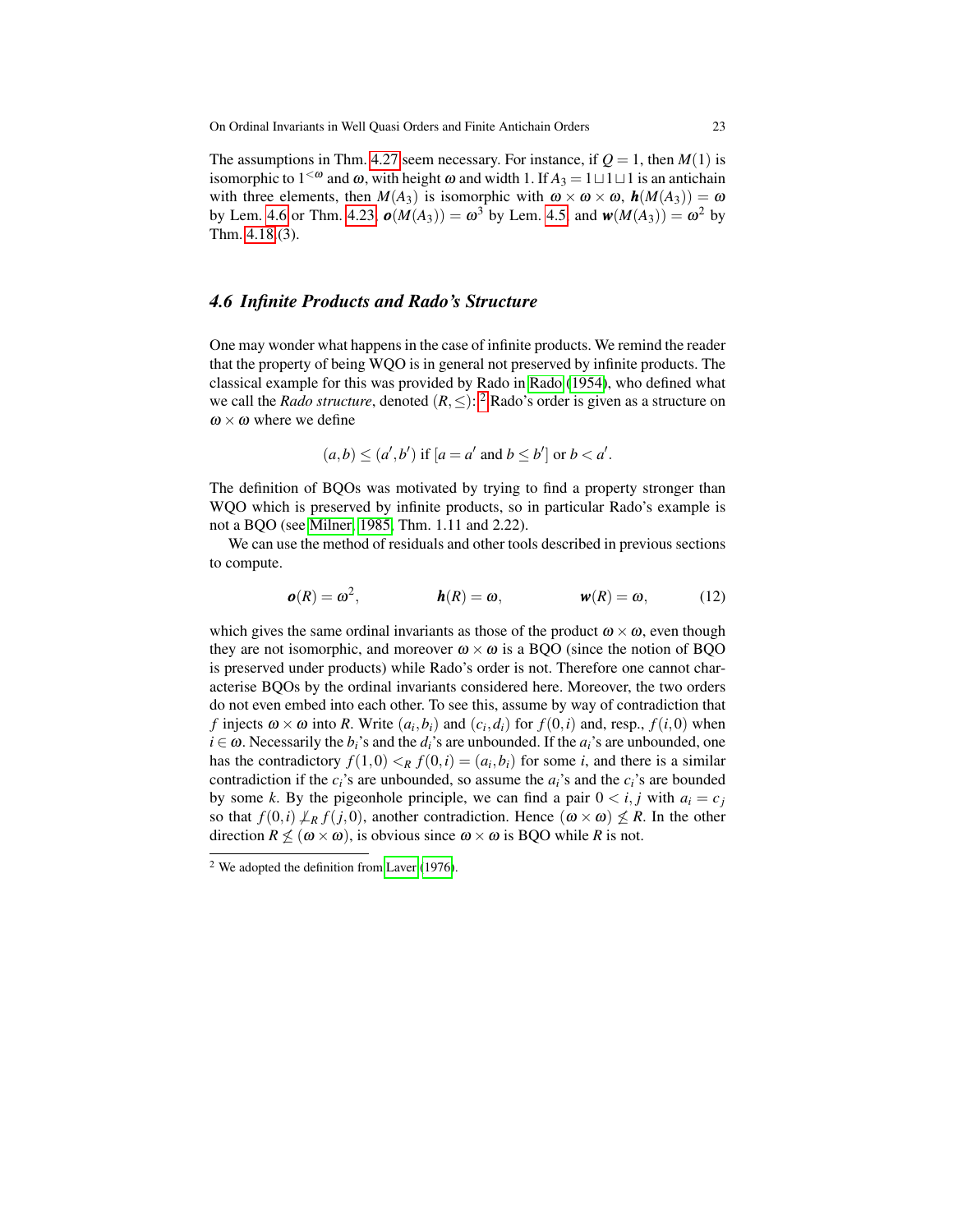The assumptions in Thm. 4.27 seem necessary. For instance, if $Q = 1$, then $M(1)$ is isomorphic to $1^{<\omega}$ and $\omega$, with height $\omega$ and width 1. If $A_3 = 1 \sqcup 1 \sqcup 1$ is an antichain with three elements, then $M(A_3)$ is isomorphic with $\omega \times \omega \times \omega$, $\boldsymbol{h}(M(A_3)) = \omega$ by Lem. 4.6 or Thm. 4.23, $\boldsymbol{o}(M(A_3)) = \omega^3$ by Lem. 4.5 and $\boldsymbol{w}(M(A_3)) = \omega^2$ by Thm. 4.18(3).

### 4.6 Infinite Products and Rado's Structure

One may wonder what happens in the case of infinite products. We remind the reader that the property of being WQO is in general not preserved by infinite products. The classical example for this was provided by Rado in Rado (1954), who defined what we call the *Rado structure*, denoted $(R, \leq)$:[2] Rado's order is given as a structure on $\omega \times \omega$ where we define

$$(a,b) \leq (a',b') \text{ if } [a = a' \text{ and } b \leq b'] \text{ or } b < a'.$$

The definition of BQOs was motivated by trying to find a property stronger than WQO which is preserved by infinite products, so in particular Rado's example is not a BQO (see Milner 1985, Thm. 1.11 and 2.22).

We can use the method of residuals and other tools described in previous sections to compute.

$$\boldsymbol{o}(R) = \omega^2, \qquad \boldsymbol{h}(R) = \omega, \qquad \boldsymbol{w}(R) = \omega, \tag{12}$$

which gives the same ordinal invariants as those of the product $\omega \times \omega$, even though they are not isomorphic, and moreover $\omega \times \omega$ is a BQO (since the notion of BQO is preserved under products) while Rado's order is not. Therefore one cannot characterise BQOs by the ordinal invariants considered here. Moreover, the two orders do not even embed into each other. To see this, assume by way of contradiction that $f$ injects $\omega \times \omega$ into $R$. Write $(a_i, b_i)$ and $(c_i, d_i)$ for $f(0,i)$ and, resp., $f(i,0)$ when $i \in \omega$. Necessarily the $b_i$'s and the $d_i$'s are unbounded. If the $a_i$'s are unbounded, one has the contradictory $f(1,0) <_R f(0,i) = (a_i, b_i)$ for some $i$, and there is a similar contradiction if the $c_i$'s are unbounded, so assume the $a_i$'s and the $c_i$'s are bounded by some $k$. By the pigeonhole principle, we can find a pair $0 < i, j$ with $a_i = c_j$ so that $f(0,i) \not\leq_R f(j,0)$, another contradiction. Hence $(\omega \times \omega) \not\leq R$. In the other direction $R \not\leq (\omega \times \omega)$, is obvious since $\omega \times \omega$ is BQO while $R$ is not.

[2] We adopted the definition from Laver (1976).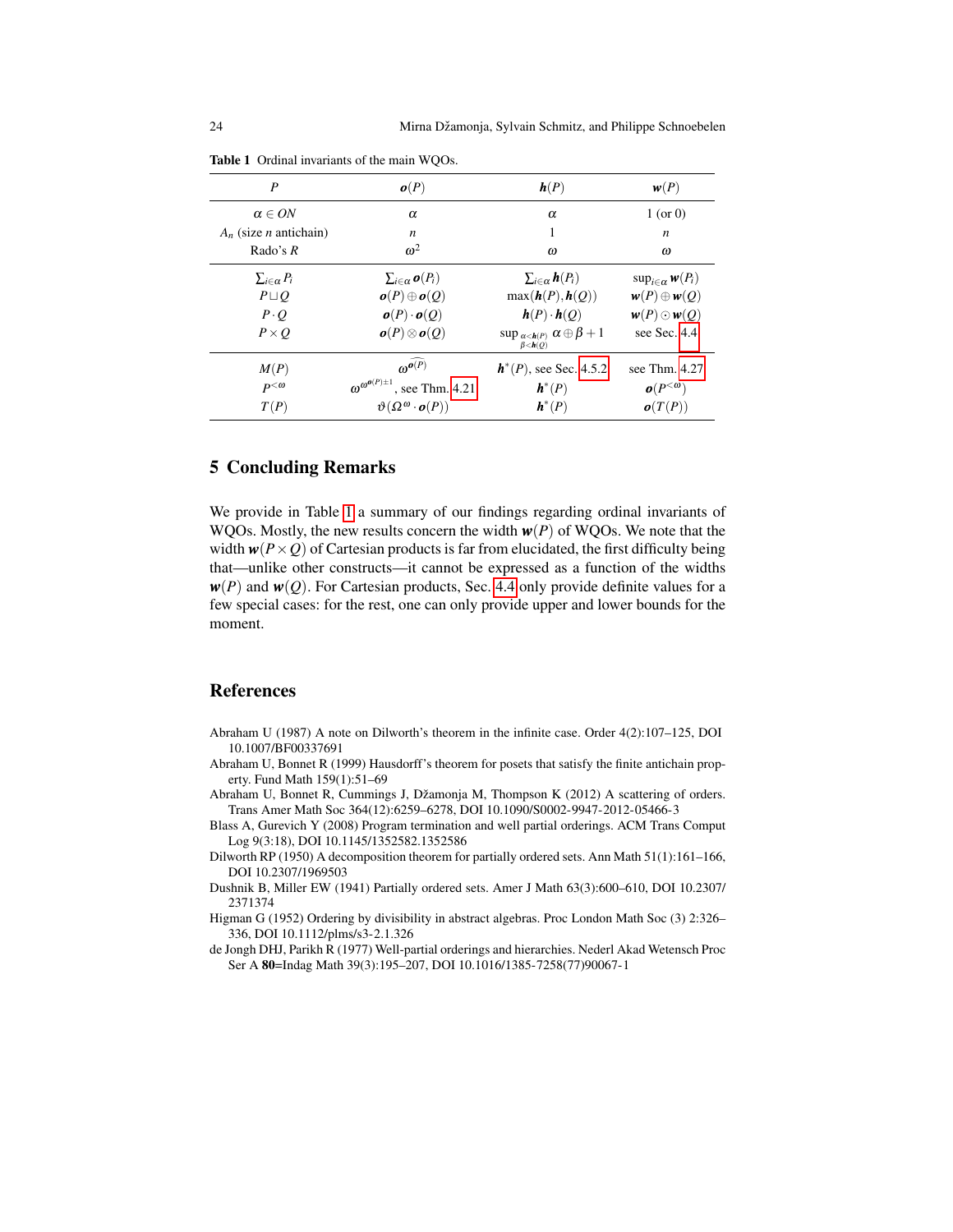**Table 1** Ordinal invariants of the main WQOs.

| $P$ | $\boldsymbol{o}(P)$ | $\boldsymbol{h}(P)$ | $\boldsymbol{w}(P)$ |
|---|---|---|---|
| $\alpha \in ON$ | $\alpha$ | $\alpha$ | 1 (or 0) |
| $A_n$ (size $n$ antichain) | $n$ | 1 | $n$ |
| Rado's $R$ | $\omega^2$ | $\omega$ | $\omega$ |
| $\sum_{i\in\alpha} P_i$ | $\sum_{i\in\alpha} \boldsymbol{o}(P_i)$ | $\sum_{i\in\alpha} \boldsymbol{h}(P_i)$ | $\sup_{i\in\alpha} \boldsymbol{w}(P_i)$ |
| $P \sqcup Q$ | $\boldsymbol{o}(P) \oplus \boldsymbol{o}(Q)$ | $\max(\boldsymbol{h}(P), \boldsymbol{h}(Q))$ | $\boldsymbol{w}(P) \oplus \boldsymbol{w}(Q)$ |
| $P \cdot Q$ | $\boldsymbol{o}(P) \cdot \boldsymbol{o}(Q)$ | $\boldsymbol{h}(P) \cdot \boldsymbol{h}(Q)$ | $\boldsymbol{w}(P) \odot \boldsymbol{w}(Q)$ |
| $P \times Q$ | $\boldsymbol{o}(P) \otimes \boldsymbol{o}(Q)$ | $\sup_{\substack{\alpha<\boldsymbol{h}(P)\\ \beta<\boldsymbol{h}(Q)}} \alpha \oplus \beta + 1$ | see Sec. 4.4 |
| $M(P)$ | $\omega^{\widehat{\boldsymbol{o}(P)}}$ | $\boldsymbol{h}^*(P)$, see Sec. 4.5.2 | see Thm. 4.27 |
| $P^{<\omega}$ | $\omega^{\omega^{\boldsymbol{o}(P)\pm 1}}$, see Thm. 4.21 | $\boldsymbol{h}^*(P)$ | $\boldsymbol{o}(P^{<\omega})$ |
| $T(P)$ | $\vartheta(\Omega^\omega \cdot \boldsymbol{o}(P))$ | $\boldsymbol{h}^*(P)$ | $\boldsymbol{o}(T(P))$ |

## 5 Concluding Remarks

We provide in Table 1 a summary of our findings regarding ordinal invariants of WQOs. Mostly, the new results concern the width $\boldsymbol{w}(P)$ of WQOs. We note that the width $\boldsymbol{w}(P \times Q)$ of Cartesian products is far from elucidated, the first difficulty being that—unlike other constructs—it cannot be expressed as a function of the widths $\boldsymbol{w}(P)$ and $\boldsymbol{w}(Q)$. For Cartesian products, Sec. 4.4 only provide definite values for a few special cases: for the rest, one can only provide upper and lower bounds for the moment.

## References

Abraham U (1987) A note on Dilworth's theorem in the infinite case. Order 4(2):107–125, DOI 10.1007/BF00337691

Abraham U, Bonnet R (1999) Hausdorff's theorem for posets that satisfy the finite antichain property. Fund Math 159(1):51–69

Abraham U, Bonnet R, Cummings J, Džamonja M, Thompson K (2012) A scattering of orders. Trans Amer Math Soc 364(12):6259–6278, DOI 10.1090/S0002-9947-2012-05466-3

Blass A, Gurevich Y (2008) Program termination and well partial orderings. ACM Trans Comput Log 9(3:18), DOI 10.1145/1352582.1352586

Dilworth RP (1950) A decomposition theorem for partially ordered sets. Ann Math 51(1):161–166, DOI 10.2307/1969503

Dushnik B, Miller EW (1941) Partially ordered sets. Amer J Math 63(3):600–610, DOI 10.2307/2371374

Higman G (1952) Ordering by divisibility in abstract algebras. Proc London Math Soc (3) 2:326–336, DOI 10.1112/plms/s3-2.1.326

de Jongh DHJ, Parikh R (1977) Well-partial orderings and hierarchies. Nederl Akad Wetensch Proc Ser A **80**=Indag Math 39(3):195–207, DOI 10.1016/1385-7258(77)90067-1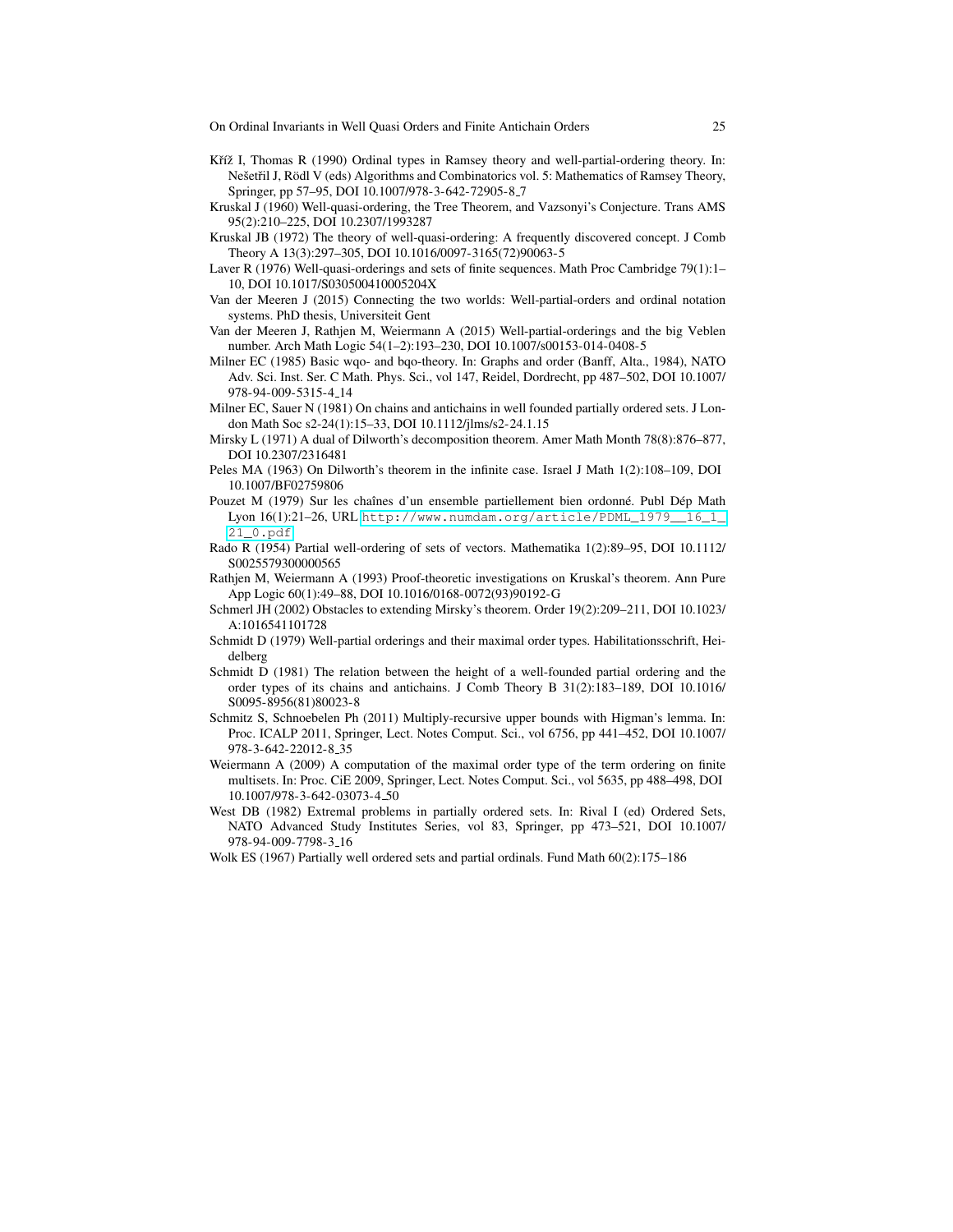Kříž I, Thomas R (1990) Ordinal types in Ramsey theory and well-partial-ordering theory. In: Nešetřil J, Rödl V (eds) Algorithms and Combinatorics vol. 5: Mathematics of Ramsey Theory, Springer, pp 57–95, DOI 10.1007/978-3-642-72905-8_7

Kruskal J (1960) Well-quasi-ordering, the Tree Theorem, and Vazsonyi's Conjecture. Trans AMS 95(2):210–225, DOI 10.2307/1993287

Kruskal JB (1972) The theory of well-quasi-ordering: A frequently discovered concept. J Comb Theory A 13(3):297–305, DOI 10.1016/0097-3165(72)90063-5

Laver R (1976) Well-quasi-orderings and sets of finite sequences. Math Proc Cambridge 79(1):1–10, DOI 10.1017/S030500410005204X

Van der Meeren J (2015) Connecting the two worlds: Well-partial-orders and ordinal notation systems. PhD thesis, Universiteit Gent

Van der Meeren J, Rathjen M, Weiermann A (2015) Well-partial-orderings and the big Veblen number. Arch Math Logic 54(1–2):193–230, DOI 10.1007/s00153-014-0408-5

Milner EC (1985) Basic wqo- and bqo-theory. In: Graphs and order (Banff, Alta., 1984), NATO Adv. Sci. Inst. Ser. C Math. Phys. Sci., vol 147, Reidel, Dordrecht, pp 487–502, DOI 10.1007/978-94-009-5315-4_14

Milner EC, Sauer N (1981) On chains and antichains in well founded partially ordered sets. J London Math Soc s2-24(1):15–33, DOI 10.1112/jlms/s2-24.1.15

Mirsky L (1971) A dual of Dilworth's decomposition theorem. Amer Math Month 78(8):876–877, DOI 10.2307/2316481

Peles MA (1963) On Dilworth's theorem in the infinite case. Israel J Math 1(2):108–109, DOI 10.1007/BF02759806

Pouzet M (1979) Sur les chaînes d'un ensemble partiellement bien ordonné. Publ Dép Math Lyon 16(1):21–26, URL http://www.numdam.org/article/PDML_1979__16_1_21_0.pdf

Rado R (1954) Partial well-ordering of sets of vectors. Mathematika 1(2):89–95, DOI 10.1112/S0025579300000565

Rathjen M, Weiermann A (1993) Proof-theoretic investigations on Kruskal's theorem. Ann Pure App Logic 60(1):49–88, DOI 10.1016/0168-0072(93)90192-G

Schmerl JH (2002) Obstacles to extending Mirsky's theorem. Order 19(2):209–211, DOI 10.1023/A:1016541101728

Schmidt D (1979) Well-partial orderings and their maximal order types. Habilitationsschrift, Heidelberg

Schmidt D (1981) The relation between the height of a well-founded partial ordering and the order types of its chains and antichains. J Comb Theory B 31(2):183–189, DOI 10.1016/S0095-8956(81)80023-8

Schmitz S, Schnoebelen Ph (2011) Multiply-recursive upper bounds with Higman's lemma. In: Proc. ICALP 2011, Springer, Lect. Notes Comput. Sci., vol 6756, pp 441–452, DOI 10.1007/978-3-642-22012-8_35

Weiermann A (2009) A computation of the maximal order type of the term ordering on finite multisets. In: Proc. CiE 2009, Springer, Lect. Notes Comput. Sci., vol 5635, pp 488–498, DOI 10.1007/978-3-642-03073-4_50

West DB (1982) Extremal problems in partially ordered sets. In: Rival I (ed) Ordered Sets, NATO Advanced Study Institutes Series, vol 83, Springer, pp 473–521, DOI 10.1007/978-94-009-7798-3_16

Wolk ES (1967) Partially well ordered sets and partial ordinals. Fund Math 60(2):175–186